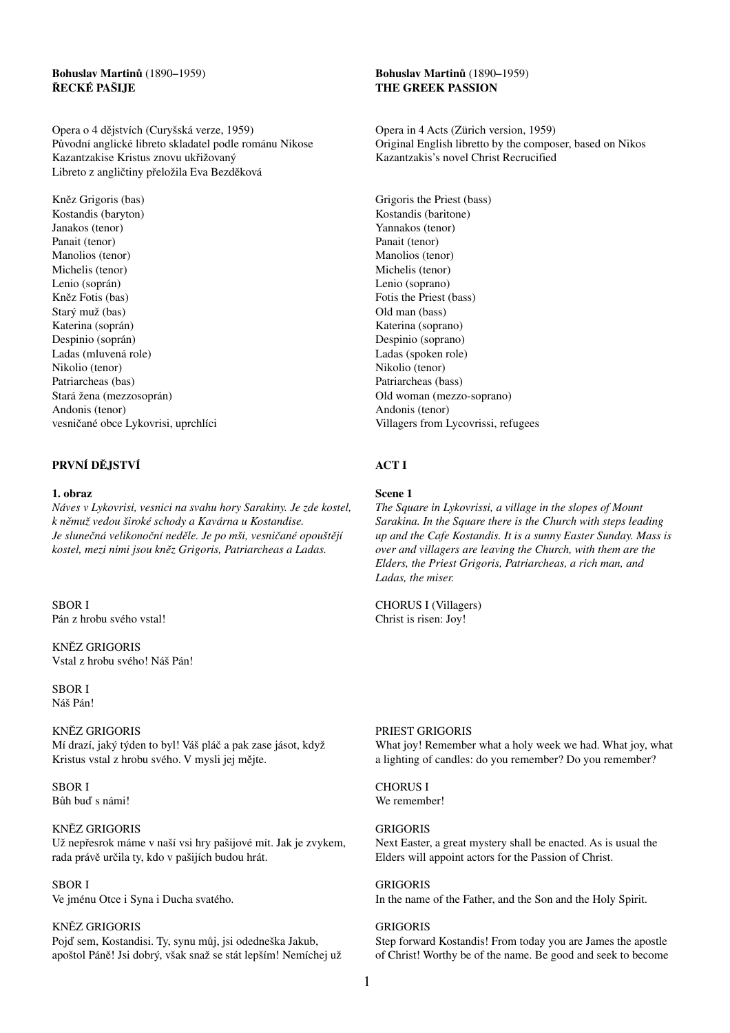**Bohuslav Martinů** (1890–1959)
**ŘECKÉ PAŠIJE**

Opera o 4 dějstvích (Curyšská verze, 1959)
Původní anglické libreto skladatel podle románu Nikose Kazantzakise Kristus znovu ukřižovaný
Libreto z angličtiny přeložila Eva Bezděková

Kněz Grigoris (bas)
Kostandis (baryton)
Janakos (tenor)
Panait (tenor)
Manolios (tenor)
Michelis (tenor)
Lenio (soprán)
Kněz Fotis (bas)
Starý muž (bas)
Katerina (soprán)
Despinio (soprán)
Ladas (mluvená role)
Nikolio (tenor)
Patriarcheas (bas)
Stará žena (mezzosoprán)
Andonis (tenor)
vesničané obce Lykovrisi, uprchlíci

**PRVNÍ DĚJSTVÍ**

**1. obraz**
*Náves v Lykovrisi, vesnici na svahu hory Sarakiny. Je zde kostel, k němuž vedou široké schody a Kavárna u Kostandise. Je slunečná velikonoční neděle. Je po mši, vesničané opouštějí kostel, mezi nimi jsou kněz Grigoris, Patriarcheas a Ladas.*

SBOR I
Pán z hrobu svého vstal!

KNĚZ GRIGORIS
Vstal z hrobu svého! Náš Pán!

SBOR I
Náš Pán!

KNĚZ GRIGORIS
Mí drazí, jaký týden to byl! Váš pláč a pak zase jásot, když Kristus vstal z hrobu svého. V mysli jej mějte.

SBOR I
Bůh buď s námi!

KNĚZ GRIGORIS
Už nepřesrok máme v naší vsi hry pašijové mít. Jak je zvykem, rada právě určila ty, kdo v pašijích budou hrát.

SBOR I
Ve jménu Otce i Syna i Ducha svatého.

KNĚZ GRIGORIS
Pojď sem, Kostandisi. Ty, synu můj, jsi odedneška Jakub, apoštol Páně! Jsi dobrý, však snaž se stát lepším! Nemíchej už

**Bohuslav Martinů** (1890–1959)
**THE GREEK PASSION**

Opera in 4 Acts (Zürich version, 1959)
Original English libretto by the composer, based on Nikos Kazantzakis's novel Christ Recrucified

Grigoris the Priest (bass)
Kostandis (baritone)
Yannakos (tenor)
Panait (tenor)
Manolios (tenor)
Michelis (tenor)
Lenio (soprano)
Fotis the Priest (bass)
Old man (bass)
Katerina (soprano)
Despinio (soprano)
Ladas (spoken role)
Nikolio (tenor)
Patriarcheas (bass)
Old woman (mezzo-soprano)
Andonis (tenor)
Villagers from Lycovrissi, refugees

**ACT I**

**Scene 1**
*The Square in Lykovrissi, a village in the slopes of Mount Sarakina. In the Square there is the Church with steps leading up and the Cafe Kostandis. It is a sunny Easter Sunday. Mass is over and villagers are leaving the Church, with them are the Elders, the Priest Grigoris, Patriarcheas, a rich man, and Ladas, the miser.*

CHORUS I (Villagers)
Christ is risen: Joy!

PRIEST GRIGORIS
What joy! Remember what a holy week we had. What joy, what a lighting of candles: do you remember? Do you remember?

CHORUS I
We remember!

GRIGORIS
Next Easter, a great mystery shall be enacted. As is usual the Elders will appoint actors for the Passion of Christ.

GRIGORIS
In the name of the Father, and the Son and the Holy Spirit.

GRIGORIS
Step forward Kostandis! From today you are James the apostle of Christ! Worthy be of the name. Be good and seek to become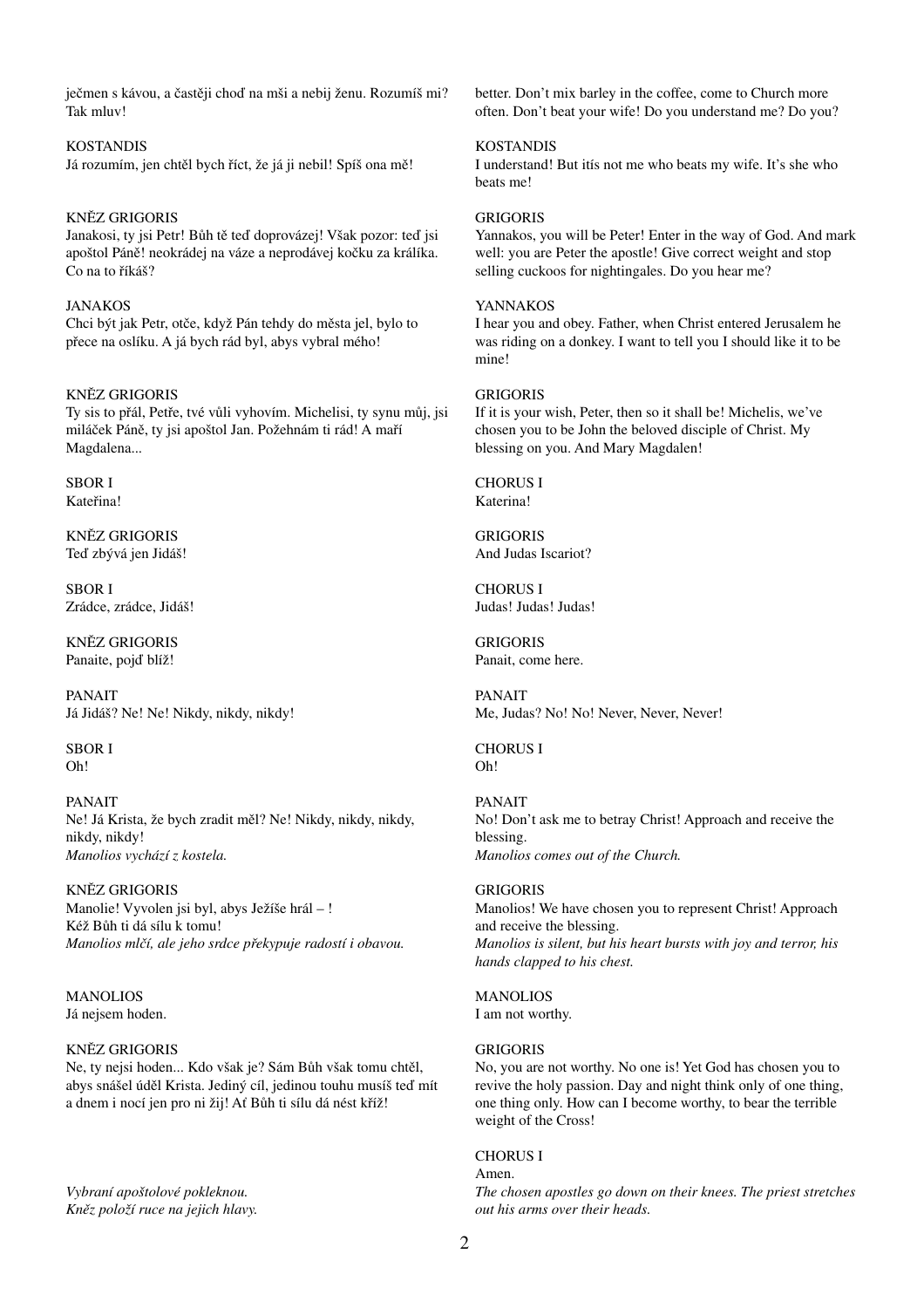ječmen s kávou, a častěji choď na mši a nebij ženu. Rozumíš mi? Tak mluv!

KOSTANDIS
Já rozumím, jen chtěl bych říct, že já ji nebil! Spíš ona mě!

KNĚZ GRIGORIS
Janakosi, ty jsi Petr! Bůh tě teď doprovázej! Však pozor: teď jsi apoštol Páně! neokrádej na váze a neprodávej kočku za králíka. Co na to říkáš?

JANAKOS
Chci být jak Petr, otče, když Pán tehdy do města jel, bylo to přece na oslíku. A já bych rád byl, abys vybral mého!

KNĚZ GRIGORIS
Ty sis to přál, Petře, tvé vůli vyhovím. Michelisi, ty synu můj, jsi miláček Páně, ty jsi apoštol Jan. Požehnám ti rád! A maří Magdalena...

SBOR I
Kateřina!

KNĚZ GRIGORIS
Teď zbývá jen Jidáš!

SBOR I
Zrádce, zrádce, Jidáš!

KNĚZ GRIGORIS
Panaite, pojď blíž!

PANAIT
Já Jidáš? Ne! Ne! Nikdy, nikdy, nikdy!

SBOR I
Oh!

PANAIT
Ne! Já Krista, že bych zradit měl? Ne! Nikdy, nikdy, nikdy, nikdy, nikdy!
*Manolios vychází z kostela.*

KNĚZ GRIGORIS
Manolie! Vyvolen jsi byl, abys Ježíše hrál – !
Kéž Bůh ti dá sílu k tomu!
*Manolios mlčí, ale jeho srdce překypuje radostí i obavou.*

MANOLIOS
Já nejsem hoden.

KNĚZ GRIGORIS
Ne, ty nejsi hoden... Kdo však je? Sám Bůh však tomu chtěl, abys snášel úděl Krista. Jediný cíl, jedinou touhu musíš teď mít a dnem i nocí jen pro ni žij! Ať Bůh ti sílu dá nést kříž!

*Vybraní apoštolové pokleknou.*
*Kněz položí ruce na jejich hlavy.*

better. Don't mix barley in the coffee, come to Church more often. Don't beat your wife! Do you understand me? Do you?

KOSTANDIS
I understand! But itís not me who beats my wife. It's she who beats me!

GRIGORIS
Yannakos, you will be Peter! Enter in the way of God. And mark well: you are Peter the apostle! Give correct weight and stop selling cuckoos for nightingales. Do you hear me?

YANNAKOS
I hear you and obey. Father, when Christ entered Jerusalem he was riding on a donkey. I want to tell you I should like it to be mine!

GRIGORIS
If it is your wish, Peter, then so it shall be! Michelis, we've chosen you to be John the beloved disciple of Christ. My blessing on you. And Mary Magdalen!

CHORUS I
Katerina!

GRIGORIS
And Judas Iscariot?

CHORUS I
Judas! Judas! Judas!

GRIGORIS
Panait, come here.

PANAIT
Me, Judas? No! No! Never, Never, Never!

CHORUS I
Oh!

PANAIT
No! Don't ask me to betray Christ! Approach and receive the blessing.
*Manolios comes out of the Church.*

GRIGORIS
Manolios! We have chosen you to represent Christ! Approach and receive the blessing.
*Manolios is silent, but his heart bursts with joy and terror, his hands clapped to his chest.*

MANOLIOS
I am not worthy.

GRIGORIS
No, you are not worthy. No one is! Yet God has chosen you to revive the holy passion. Day and night think only of one thing, one thing only. How can I become worthy, to bear the terrible weight of the Cross!

CHORUS I
Amen.
*The chosen apostles go down on their knees. The priest stretches out his arms over their heads.*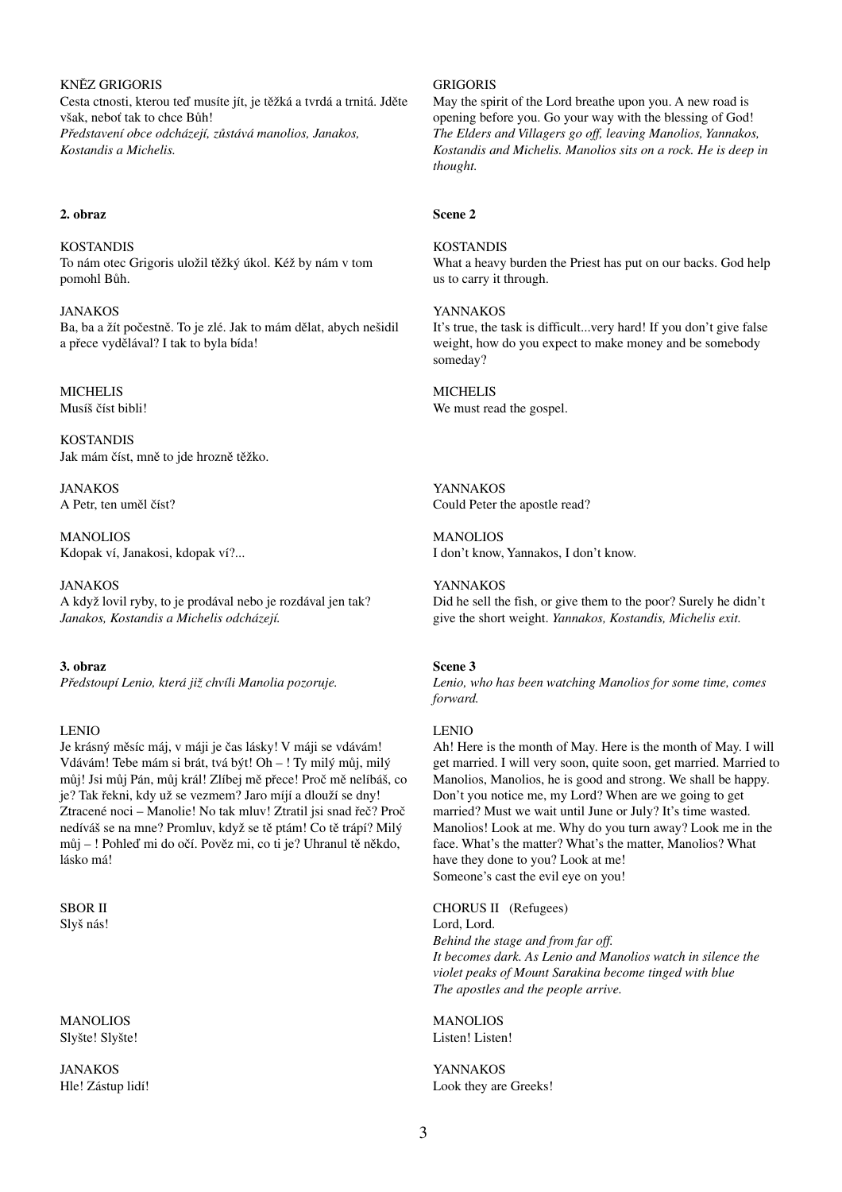KNĚZ GRIGORIS
Cesta ctnosti, kterou teď musíte jít, je těžká a tvrdá a trnitá. Jděte však, neboť tak to chce Bůh!
*Představení obce odcházejí, zůstává manolios, Janakos, Kostandis a Michelis.*

**2. obraz**

KOSTANDIS
To nám otec Grigoris uložil těžký úkol. Kéž by nám v tom pomohl Bůh.

JANAKOS
Ba, ba a žít počestně. To je zlé. Jak to mám dělat, abych nešidil a přece vydělával? I tak to byla bída!

MICHELIS
Musíš číst bibli!

KOSTANDIS
Jak mám číst, mně to jde hrozně těžko.

JANAKOS
A Petr, ten uměl číst?

MANOLIOS
Kdopak ví, Janakosi, kdopak ví?...

JANAKOS
A když lovil ryby, to je prodával nebo je rozdával jen tak?
*Janakos, Kostandis a Michelis odcházejí.*

**3. obraz**
*Předstoupí Lenio, která již chvíli Manolia pozoruje.*

LENIO
Je krásný měsíc máj, v máji je čas lásky! V máji se vdávám! Vdávám! Tebe mám si brát, tvá být! Oh – ! Ty milý můj, milý můj! Jsi můj Pán, můj král! Zlíbej mě přece! Proč mě nelíbáš, co je? Tak řekni, kdy už se vezmem? Jaro míjí a dlouží se dny! Ztracené noci – Manolie! No tak mluv! Ztratil jsi snad řeč? Proč nedíváš se na mne? Promluv, když se tě ptám! Co tě trápí? Milý můj – ! Pohleď mi do očí. Pověz mi, co ti je? Uhranul tě někdo, lásko má!

SBOR II
Slyš nás!

MANOLIOS
Slyšte! Slyšte!

JANAKOS
Hle! Zástup lidí!

---

GRIGORIS
May the spirit of the Lord breathe upon you. A new road is opening before you. Go your way with the blessing of God!
*The Elders and Villagers go off, leaving Manolios, Yannakos, Kostandis and Michelis. Manolios sits on a rock. He is deep in thought.*

**Scene 2**

KOSTANDIS
What a heavy burden the Priest has put on our backs. God help us to carry it through.

YANNAKOS
It's true, the task is difficult...very hard! If you don't give false weight, how do you expect to make money and be somebody someday?

MICHELIS
We must read the gospel.

YANNAKOS
Could Peter the apostle read?

MANOLIOS
I don't know, Yannakos, I don't know.

YANNAKOS
Did he sell the fish, or give them to the poor? Surely he didn't give the short weight. *Yannakos, Kostandis, Michelis exit.*

**Scene 3**
*Lenio, who has been watching Manolios for some time, comes forward.*

LENIO
Ah! Here is the month of May. Here is the month of May. I will get married. I will very soon, quite soon, get married. Married to Manolios, Manolios, he is good and strong. We shall be happy. Don't you notice me, my Lord? When are we going to get married? Must we wait until June or July? It's time wasted. Manolios! Look at me. Why do you turn away? Look me in the face. What's the matter? What's the matter, Manolios? What have they done to you? Look at me!
Someone's cast the evil eye on you!

CHORUS II (Refugees)
Lord, Lord.
*Behind the stage and from far off.*
*It becomes dark. As Lenio and Manolios watch in silence the violet peaks of Mount Sarakina become tinged with blue*
*The apostles and the people arrive.*

MANOLIOS
Listen! Listen!

YANNAKOS
Look they are Greeks!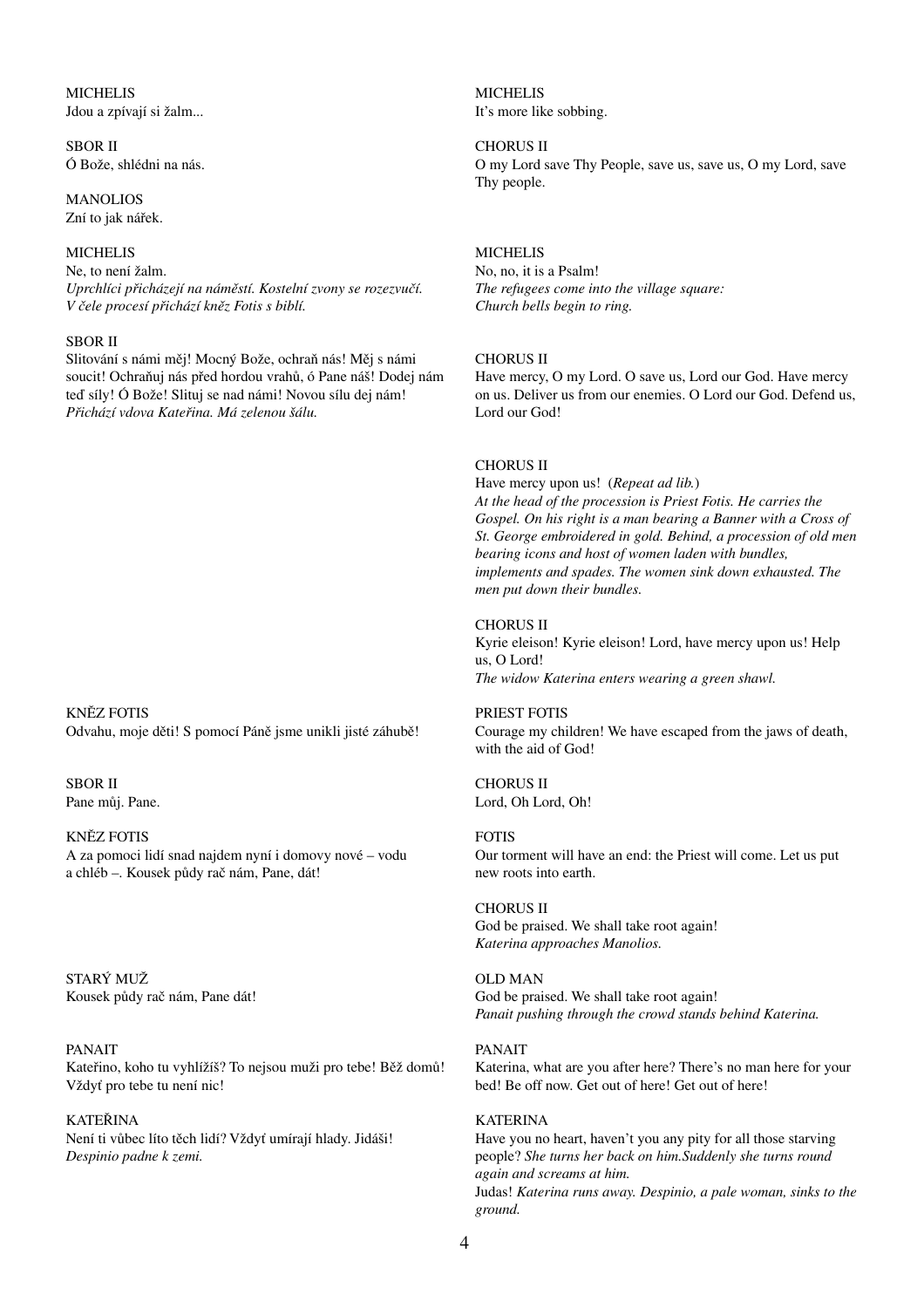MICHELIS
Jdou a zpívají si žalm...

SBOR II
Ó Bože, shlédni na nás.

MANOLIOS
Zní to jak nářek.

MICHELIS
Ne, to není žalm.
*Uprchlíci přicházejí na náměstí. Kostelní zvony se rozezvučí. V čele procesí přichází kněz Fotis s biblí.*

SBOR II
Slitování s námi měj! Mocný Bože, ochraň nás! Měj s námi soucit! Ochraňuj nás před hordou vrahů, ó Pane náš! Dodej nám teď síly! Ó Bože! Slituj se nad námi! Novou sílu dej nám!
*Přichází vdova Kateřina. Má zelenou šálu.*

KNĚZ FOTIS
Odvahu, moje děti! S pomocí Páně jsme unikli jisté záhubě!

SBOR II
Pane můj. Pane.

KNĚZ FOTIS
A za pomoci lidí snad najdem nyní i domovy nové – vodu a chléb –. Kousek půdy rač nám, Pane, dát!

STARÝ MUŽ
Kousek půdy rač nám, Pane dát!

PANAIT
Kateřino, koho tu vyhlížíš? To nejsou muži pro tebe! Běž domů! Vždyť pro tebe tu není nic!

KATEŘINA
Není ti vůbec líto těch lidí? Vždyť umírají hlady. Jidáši!
*Despinio padne k zemi.*

---

MICHELIS
It's more like sobbing.

CHORUS II
O my Lord save Thy People, save us, save us, O my Lord, save Thy people.

MICHELIS
No, no, it is a Psalm!
*The refugees come into the village square: Church bells begin to ring.*

CHORUS II
Have mercy, O my Lord. O save us, Lord our God. Have mercy on us. Deliver us from our enemies. O Lord our God. Defend us, Lord our God!

CHORUS II
Have mercy upon us! (*Repeat ad lib.*)
*At the head of the procession is Priest Fotis. He carries the Gospel. On his right is a man bearing a Banner with a Cross of St. George embroidered in gold. Behind, a procession of old men bearing icons and host of women laden with bundles, implements and spades. The women sink down exhausted. The men put down their bundles.*

CHORUS II
Kyrie eleison! Kyrie eleison! Lord, have mercy upon us! Help us, O Lord!
*The widow Katerina enters wearing a green shawl.*

PRIEST FOTIS
Courage my children! We have escaped from the jaws of death, with the aid of God!

CHORUS II
Lord, Oh Lord, Oh!

FOTIS
Our torment will have an end: the Priest will come. Let us put new roots into earth.

CHORUS II
God be praised. We shall take root again!
*Katerina approaches Manolios.*

OLD MAN
God be praised. We shall take root again!
*Panait pushing through the crowd stands behind Katerina.*

PANAIT
Katerina, what are you after here? There's no man here for your bed! Be off now. Get out of here! Get out of here!

KATERINA
Have you no heart, haven't you any pity for all those starving people? *She turns her back on him.Suddenly she turns round again and screams at him.*
Judas! *Katerina runs away. Despinio, a pale woman, sinks to the ground.*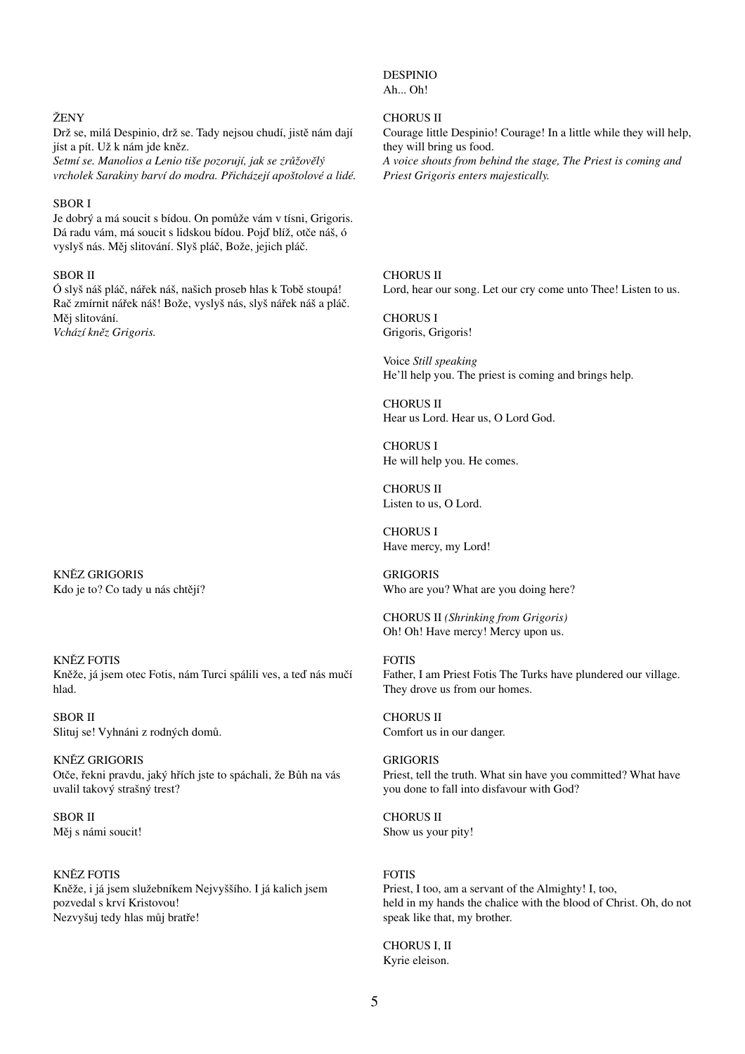ŽENY
Drž se, milá Despinio, drž se. Tady nejsou chudí, jistě nám dají jíst a pít. Už k nám jde kněz.
*Setmí se. Manolios a Lenio tiše pozorují, jak se zrůžovělý vrcholek Sarakiny barví do modra. Přicházejí apoštolové a lidé.*

SBOR I
Je dobrý a má soucit s bídou. On pomůže vám v tísni, Grigoris. Dá radu vám, má soucit s lidskou bídou. Pojď blíž, otče náš, ó vyslyš nás. Měj slitování. Slyš pláč, Bože, jejich pláč.

SBOR II
Ó slyš náš pláč, nářek náš, našich proseb hlas k Tobě stoupá! Rač zmírnit nářek náš! Bože, vyslyš nás, slyš nářek náš a pláč. Měj slitování.
*Vchází kněz Grigoris.*

KNĚZ GRIGORIS
Kdo je to? Co tady u nás chtějí?

KNĚZ FOTIS
Kněže, já jsem otec Fotis, nám Turci spálili ves, a teď nás mučí hlad.

SBOR II
Slituj se! Vyhnáni z rodných domů.

KNĚZ GRIGORIS
Otče, řekni pravdu, jaký hřích jste to spáchali, že Bůh na vás uvalil takový strašný trest?

SBOR II
Měj s námi soucit!

KNĚZ FOTIS
Kněže, i já jsem služebníkem Nejvyššího. I já kalich jsem pozvedal s krví Kristovou!
Nezvyšuj tedy hlas můj bratře!

DESPINIO
Ah... Oh!

CHORUS II
Courage little Despinio! Courage! In a little while they will help, they will bring us food.
*A voice shouts from behind the stage, The Priest is coming and Priest Grigoris enters majestically.*

CHORUS II
Lord, hear our song. Let our cry come unto Thee! Listen to us.

CHORUS I
Grigoris, Grigoris!

Voice *Still speaking*
He'll help you. The priest is coming and brings help.

CHORUS II
Hear us Lord. Hear us, O Lord God.

CHORUS I
He will help you. He comes.

CHORUS II
Listen to us, O Lord.

CHORUS I
Have mercy, my Lord!

GRIGORIS
Who are you? What are you doing here?

CHORUS II *(Shrinking from Grigoris)*
Oh! Oh! Have mercy! Mercy upon us.

FOTIS
Father, I am Priest Fotis The Turks have plundered our village. They drove us from our homes.

CHORUS II
Comfort us in our danger.

GRIGORIS
Priest, tell the truth. What sin have you committed? What have you done to fall into disfavour with God?

CHORUS II
Show us your pity!

FOTIS
Priest, I too, am a servant of the Almighty! I, too,
held in my hands the chalice with the blood of Christ. Oh, do not speak like that, my brother.

CHORUS I, II
Kyrie eleison.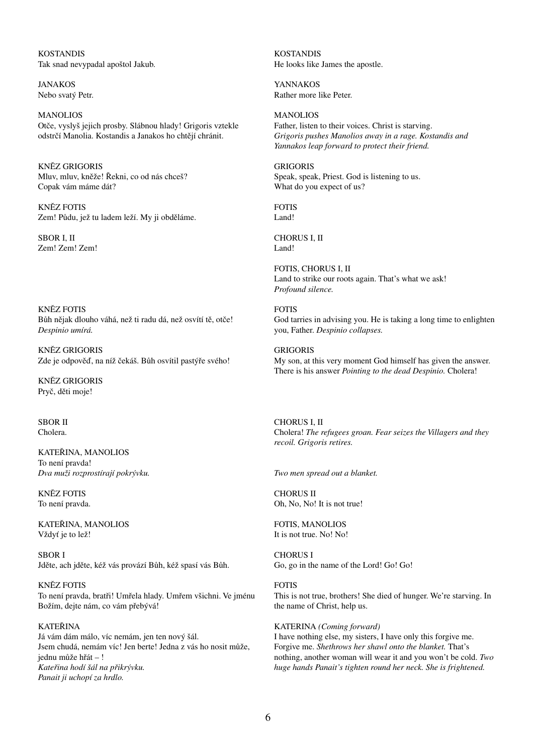KOSTANDIS
Tak snad nevypadal apoštol Jakub.

JANAKOS
Nebo svatý Petr.

MANOLIOS
Otče, vyslyš jejich prosby. Slábnou hlady! Grigoris vztekle odstrčí Manolia. Kostandis a Janakos ho chtějí chránit.

KNĚZ GRIGORIS
Mluv, mluv, kněže! Řekni, co od nás chceš?
Copak vám máme dát?

KNĚZ FOTIS
Zem! Půdu, jež tu ladem leží. My ji obděláme.

SBOR I, II
Zem! Zem! Zem!

KNĚZ FOTIS
Bůh nějak dlouho váhá, než ti radu dá, než osvítí tě, otče!
*Despinio umírá.*

KNĚZ GRIGORIS
Zde je odpověď, na níž čekáš. Bůh osvítil pastýře svého!

KNĚZ GRIGORIS
Pryč, děti moje!

SBOR II
Cholera.

KATEŘINA, MANOLIOS
To není pravda!
*Dva muži rozprostírají pokrývku.*

KNĚZ FOTIS
To není pravda.

KATEŘINA, MANOLIOS
Vždyť je to lež!

SBOR I
Jděte, ach jděte, kéž vás provází Bůh, kéž spasí vás Bůh.

KNĚZ FOTIS
To není pravda, bratři! Umřela hlady. Umřem všichni. Ve jménu Božím, dejte nám, co vám přebývá!

KATEŘINA
Já vám dám málo, víc nemám, jen ten nový šál.
Jsem chudá, nemám víc! Jen berte! Jedna z vás ho nosit může, jednu může hřát – !
*Kateřina hodí šál na přikrývku.*
*Panait ji uchopí za hrdlo.*

KOSTANDIS
He looks like James the apostle.

YANNAKOS
Rather more like Peter.

MANOLIOS
Father, listen to their voices. Christ is starving.
*Grigoris pushes Manolios away in a rage. Kostandis and Yannakos leap forward to protect their friend.*

GRIGORIS
Speak, speak, Priest. God is listening to us.
What do you expect of us?

FOTIS
Land!

CHORUS I, II
Land!

FOTIS, CHORUS I, II
Land to strike our roots again. That's what we ask!
*Profound silence.*

FOTIS
God tarries in advising you. He is taking a long time to enlighten you, Father. *Despinio collapses.*

GRIGORIS
My son, at this very moment God himself has given the answer. There is his answer *Pointing to the dead Despinio.* Cholera!

CHORUS I, II
Cholera! *The refugees groan. Fear seizes the Villagers and they recoil. Grigoris retires.*

*Two men spread out a blanket.*

CHORUS II
Oh, No, No! It is not true!

FOTIS, MANOLIOS
It is not true. No! No!

CHORUS I
Go, go in the name of the Lord! Go! Go!

FOTIS
This is not true, brothers! She died of hunger. We're starving. In the name of Christ, help us.

KATERINA *(Coming forward)*
I have nothing else, my sisters, I have only this forgive me. Forgive me. *Shethrows her shawl onto the blanket.* That's nothing, another woman will wear it and you won't be cold. *Two huge hands Panait's tighten round her neck. She is frightened.*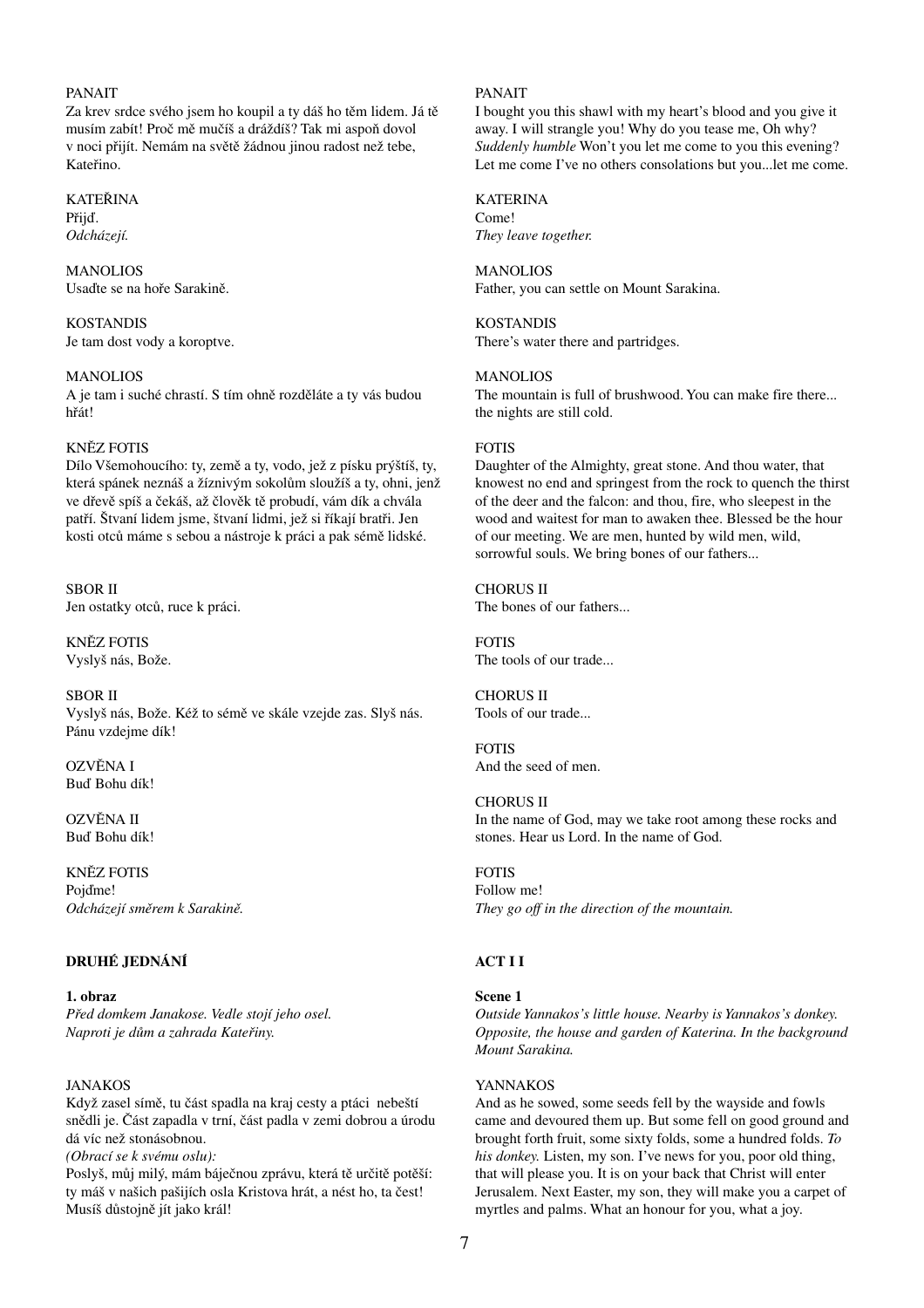PANAIT
Za krev srdce svého jsem ho koupil a ty dáš ho těm lidem. Já tě musím zabít! Proč mě mučíš a dráždíš? Tak mi aspoň dovol v noci přijít. Nemám na světě žádnou jinou radost než tebe, Kateřino.

KATEŘINA
Přijď.
*Odcházejí.*

MANOLIOS
Usaďte se na hoře Sarakině.

KOSTANDIS
Je tam dost vody a koroptve.

MANOLIOS
A je tam i suché chrastí. S tím ohně rozděláte a ty vás budou hřát!

KNĚZ FOTIS
Dílo Všemohoucího: ty, země a ty, vodo, jež z písku prýštíš, ty, která spánek neznáš a žíznivým sokolům sloužíš a ty, ohni, jenž ve dřevě spíš a čekáš, až člověk tě probudí, vám dík a chvála patří. Štvaní lidem jsme, štvaní lidmi, jež si říkají bratři. Jen kosti otců máme s sebou a nástroje k práci a pak sémě lidské.

SBOR II
Jen ostatky otců, ruce k práci.

KNĚZ FOTIS
Vyslyš nás, Bože.

SBOR II
Vyslyš nás, Bože. Kéž to sémě ve skále vzejde zas. Slyš nás. Pánu vzdejme dík!

OZVĚNA I
Buď Bohu dík!

OZVĚNA II
Buď Bohu dík!

KNĚZ FOTIS
Pojďme!
*Odcházejí směrem k Sarakině.*

**DRUHÉ JEDNÁNÍ**

**1. obraz**
*Před domkem Janakose. Vedle stojí jeho osel. Naproti je dům a zahrada Kateřiny.*

JANAKOS
Když zasel símě, tu část spadla na kraj cesty a ptáci nebeští snědli je. Část zapadla v trní, část padla v zemi dobrou a úrodu dá víc než stonásobnou.
*(Obrací se k svému oslu):*
Poslyš, můj milý, mám báječnou zprávu, která tě určitě potěší: ty máš v našich pašijích osla Kristova hrát, a nést ho, ta čest! Musíš důstojně jít jako král!

PANAIT
I bought you this shawl with my heart's blood and you give it away. I will strangle you! Why do you tease me, Oh why? *Suddenly humble* Won't you let me come to you this evening? Let me come I've no others consolations but you...let me come.

KATERINA
Come!
*They leave together.*

MANOLIOS
Father, you can settle on Mount Sarakina.

KOSTANDIS
There's water there and partridges.

MANOLIOS
The mountain is full of brushwood. You can make fire there... the nights are still cold.

FOTIS
Daughter of the Almighty, great stone. And thou water, that knowest no end and springest from the rock to quench the thirst of the deer and the falcon: and thou, fire, who sleepest in the wood and waitest for man to awaken thee. Blessed be the hour of our meeting. We are men, hunted by wild men, wild, sorrowful souls. We bring bones of our fathers...

CHORUS II
The bones of our fathers...

FOTIS
The tools of our trade...

CHORUS II
Tools of our trade...

FOTIS
And the seed of men.

CHORUS II
In the name of God, may we take root among these rocks and stones. Hear us Lord. In the name of God.

FOTIS
Follow me!
*They go off in the direction of the mountain.*

**ACT I I**

**Scene 1**
*Outside Yannakos's little house. Nearby is Yannakos's donkey. Opposite, the house and garden of Katerina. In the background Mount Sarakina.*

YANNAKOS
And as he sowed, some seeds fell by the wayside and fowls came and devoured them up. But some fell on good ground and brought forth fruit, some sixty folds, some a hundred folds. *To his donkey.* Listen, my son. I've news for you, poor old thing, that will please you. It is on your back that Christ will enter Jerusalem. Next Easter, my son, they will make you a carpet of myrtles and palms. What an honour for you, what a joy.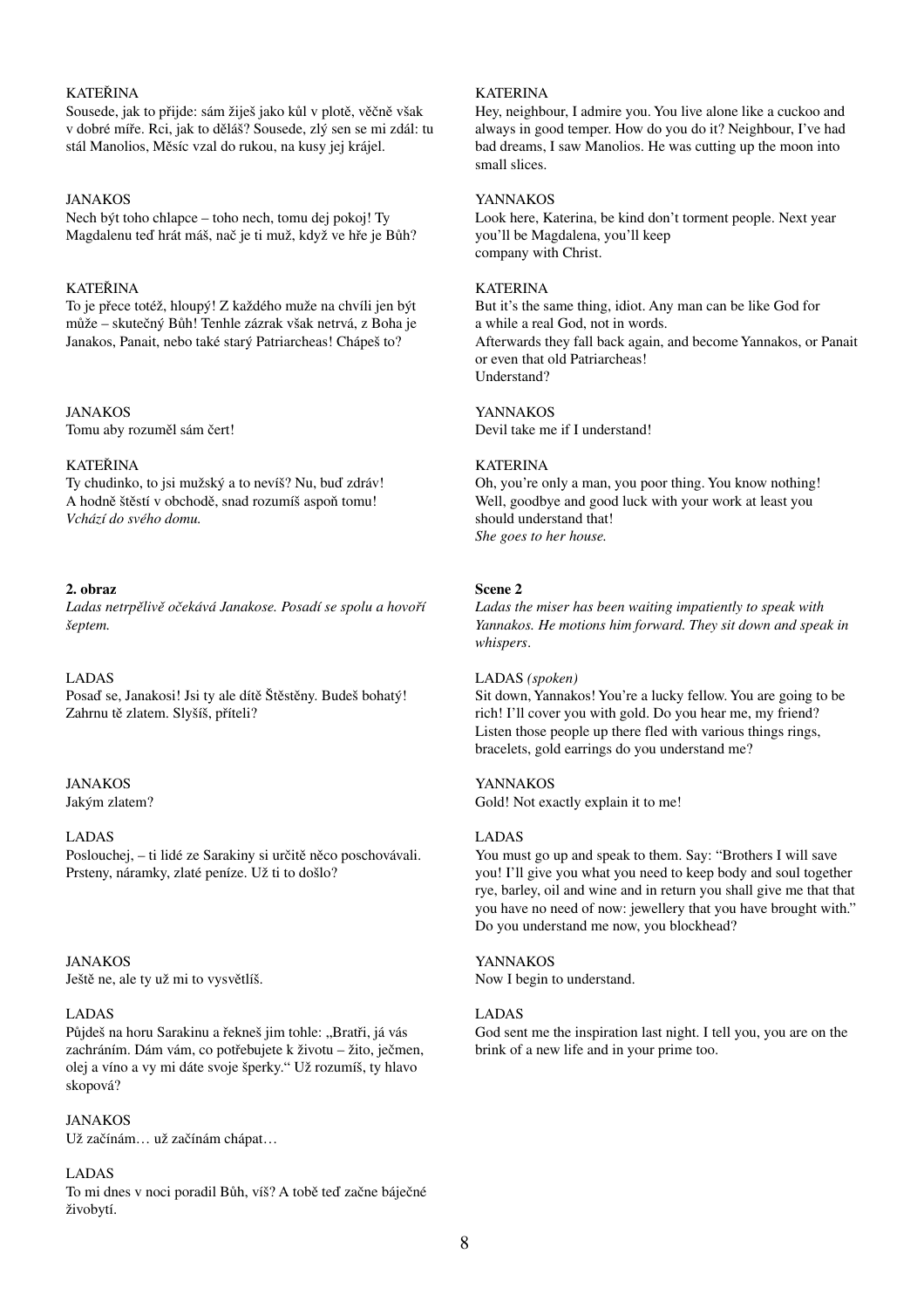KATEŘINA
Sousede, jak to přijde: sám žiješ jako kůl v plotě, věčně však v dobré míře. Rci, jak to děláš? Sousede, zlý sen se mi zdál: tu stál Manolios, Měsíc vzal do rukou, na kusy jej krájel.

JANAKOS
Nech být toho chlapce – toho nech, tomu dej pokoj! Ty Magdalenu teď hrát máš, nač je ti muž, když ve hře je Bůh?

KATEŘINA
To je přece totéž, hloupý! Z každého muže na chvíli jen být může – skutečný Bůh! Tenhle zázrak však netrvá, z Boha je Janakos, Panait, nebo také starý Patriarcheas! Chápeš to?

JANAKOS
Tomu aby rozuměl sám čert!

KATEŘINA
Ty chudinko, to jsi mužský a to nevíš? Nu, buď zdráv! A hodně štěstí v obchodě, snad rozumíš aspoň tomu!
*Vchází do svého domu.*

**2. obraz**
*Ladas netrpělivě očekává Janakose. Posadí se spolu a hovoří šeptem.*

LADAS
Posaď se, Janakosi! Jsi ty ale dítě Štěstěny. Budeš bohatý! Zahrnu tě zlatem. Slyšíš, příteli?

JANAKOS
Jakým zlatem?

LADAS
Poslouchej, – ti lidé ze Sarakiny si určitě něco poschovávali. Prsteny, náramky, zlaté peníze. Už ti to došlo?

JANAKOS
Ještě ne, ale ty už mi to vysvětlíš.

LADAS
Půjdeš na horu Sarakinu a řekneš jim tohle: „Bratři, já vás zachráním. Dám vám, co potřebujete k životu – žito, ječmen, olej a víno a vy mi dáte svoje šperky." Už rozumíš, ty hlavo skopová?

JANAKOS
Už začínám… už začínám chápat…

LADAS
To mi dnes v noci poradil Bůh, víš? A tobě teď začne báječné živobytí.

KATERINA
Hey, neighbour, I admire you. You live alone like a cuckoo and always in good temper. How do you do it? Neighbour, I've had bad dreams, I saw Manolios. He was cutting up the moon into small slices.

YANNAKOS
Look here, Katerina, be kind don't torment people. Next year you'll be Magdalena, you'll keep
company with Christ.

KATERINA
But it's the same thing, idiot. Any man can be like God for a while a real God, not in words.
Afterwards they fall back again, and become Yannakos, or Panait or even that old Patriarcheas!
Understand?

YANNAKOS
Devil take me if I understand!

KATERINA
Oh, you're only a man, you poor thing. You know nothing! Well, goodbye and good luck with your work at least you should understand that!
*She goes to her house.*

**Scene 2**
*Ladas the miser has been waiting impatiently to speak with Yannakos. He motions him forward. They sit down and speak in whispers.*

LADAS *(spoken)*
Sit down, Yannakos! You're a lucky fellow. You are going to be rich! I'll cover you with gold. Do you hear me, my friend? Listen those people up there fled with various things rings, bracelets, gold earrings do you understand me?

YANNAKOS
Gold! Not exactly explain it to me!

LADAS
You must go up and speak to them. Say: "Brothers I will save you! I'll give you what you need to keep body and soul together rye, barley, oil and wine and in return you shall give me that that you have no need of now: jewellery that you have brought with." Do you understand me now, you blockhead?

YANNAKOS
Now I begin to understand.

LADAS
God sent me the inspiration last night. I tell you, you are on the brink of a new life and in your prime too.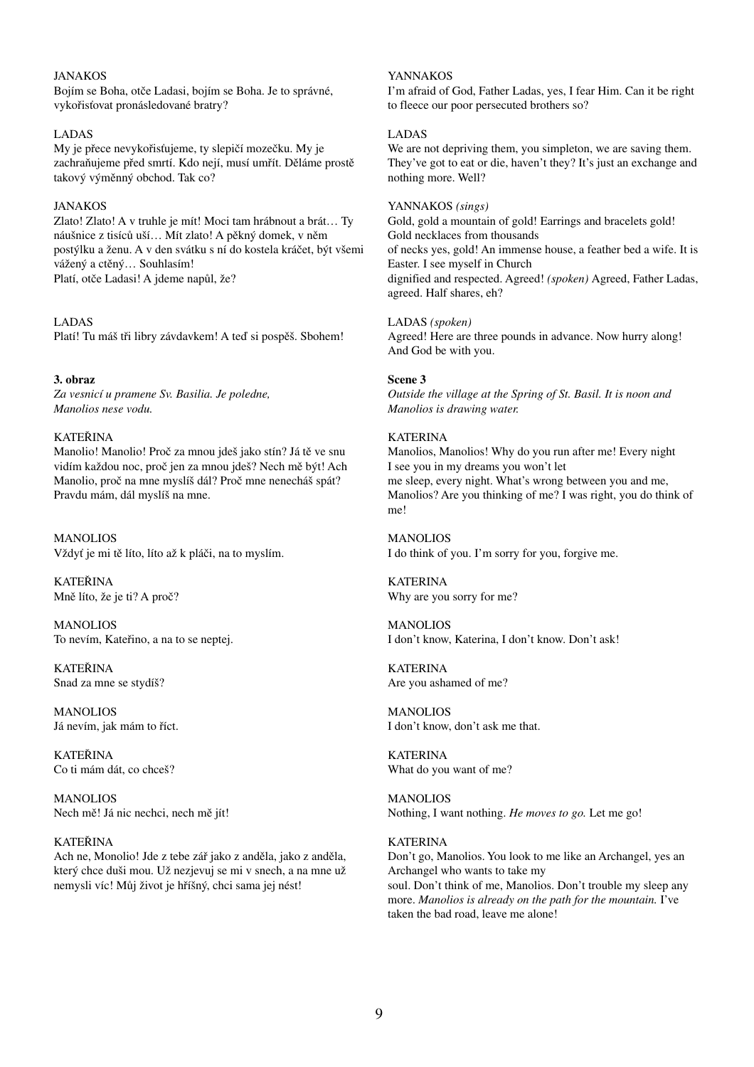JANAKOS
Bojím se Boha, otče Ladasi, bojím se Boha. Je to správné, vykořisťovat pronásledované bratry?

LADAS
My je přece nevykořisťujeme, ty slepičí mozečku. My je zachraňujeme před smrtí. Kdo nejí, musí umřít. Děláme prostě takový výměnný obchod. Tak co?

JANAKOS
Zlato! Zlato! A v truhle je mít! Moci tam hrábnout a brát… Ty náušnice z tisíců uší… Mít zlato! A pěkný domek, v něm postýlku a ženu. A v den svátku s ní do kostela kráčet, být všemi vážený a ctěný… Souhlasím!
Platí, otče Ladasi! A jdeme napůl, že?

LADAS
Platí! Tu máš tři libry závdavkem! A teď si pospěš. Sbohem!

**3. obraz**
*Za vesnicí u pramene Sv. Basilia. Je poledne, Manolios nese vodu.*

KATEŘINA
Manolio! Manolio! Proč za mnou jdeš jako stín? Já tě ve snu vidím každou noc, proč jen za mnou jdeš? Nech mě být! Ach Manolio, proč na mne myslíš dál? Proč mne necháš spát? Pravdu mám, dál myslíš na mne.

MANOLIOS
Vždyť je mi tě líto, líto až k pláči, na to myslím.

KATEŘINA
Mně líto, že je ti? A proč?

MANOLIOS
To nevím, Kateřino, a na to se neptej.

KATEŘINA
Snad za mne se stydíš?

MANOLIOS
Já nevím, jak mám to říct.

KATEŘINA
Co ti mám dát, co chceš?

MANOLIOS
Nech mě! Já nic nechci, nech mě jít!

KATEŘINA
Ach ne, Monolio! Jde z tebe zář jako z anděla, jako z anděla, který chce duši mou. Už nezjevuj se mi v snech, a na mne už nemysli víc! Můj život je hříšný, chci sama jej nést!

YANNAKOS
I'm afraid of God, Father Ladas, yes, I fear Him. Can it be right to fleece our poor persecuted brothers so?

LADAS
We are not depriving them, you simpleton, we are saving them. They've got to eat or die, haven't they? It's just an exchange and nothing more. Well?

YANNAKOS *(sings)*
Gold, gold a mountain of gold! Earrings and bracelets gold! Gold necklaces from thousands
of necks yes, gold! An immense house, a feather bed a wife. It is Easter. I see myself in Church
dignified and respected. Agreed! *(spoken)* Agreed, Father Ladas, agreed. Half shares, eh?

LADAS *(spoken)*
Agreed! Here are three pounds in advance. Now hurry along! And God be with you.

**Scene 3**
*Outside the village at the Spring of St. Basil. It is noon and Manolios is drawing water.*

KATERINA
Manolios, Manolios! Why do you run after me! Every night I see you in my dreams you won't let
me sleep, every night. What's wrong between you and me, Manolios? Are you thinking of me? I was right, you do think of me!

MANOLIOS
I do think of you. I'm sorry for you, forgive me.

KATERINA
Why are you sorry for me?

MANOLIOS
I don't know, Katerina, I don't know. Don't ask!

KATERINA
Are you ashamed of me?

MANOLIOS
I don't know, don't ask me that.

KATERINA
What do you want of me?

MANOLIOS
Nothing, I want nothing. *He moves to go.* Let me go!

KATERINA
Don't go, Manolios. You look to me like an Archangel, yes an Archangel who wants to take my
soul. Don't think of me, Manolios. Don't trouble my sleep any more. *Manolios is already on the path for the mountain.* I've taken the bad road, leave me alone!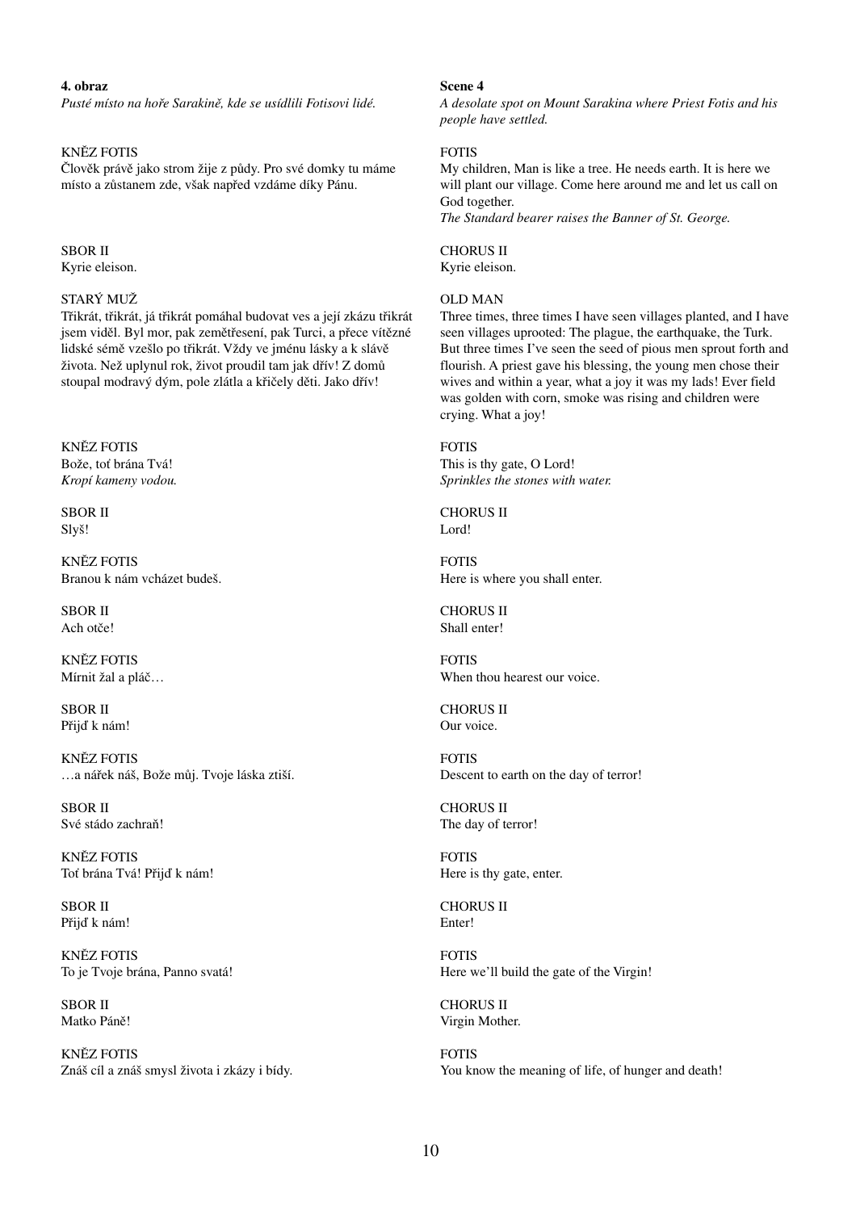**4. obraz**

*Pusté místo na hoře Sarakině, kde se usídlili Fotisovi lidé.*

KNĚZ FOTIS
Člověk právě jako strom žije z půdy. Pro své domky tu máme místo a zůstanem zde, však napřed vzdáme díky Pánu.

SBOR II
Kyrie eleison.

STARÝ MUŽ
Třikrát, třikrát, já třikrát pomáhal budovat ves a její zkázu třikrát jsem viděl. Byl mor, pak zemětřesení, pak Turci, a přece vítězné lidské sémě vzešlo po třikrát. Vždy ve jménu lásky a k slávě života. Než uplynul rok, život proudil tam jak dřív! Z domů stoupal modravý dým, pole zlátla a křičely děti. Jako dřív!

KNĚZ FOTIS
Bože, toť brána Tvá!
*Kropí kameny vodou.*

SBOR II
Slyš!

KNĚZ FOTIS
Branou k nám vcházet budeš.

SBOR II
Ach otče!

KNĚZ FOTIS
Mírnit žal a pláč…

SBOR II
Přijď k nám!

KNĚZ FOTIS
…a nářek náš, Bože můj. Tvoje láska ztiší.

SBOR II
Své stádo zachraň!

KNĚZ FOTIS
Toť brána Tvá! Přijď k nám!

SBOR II
Přijď k nám!

KNĚZ FOTIS
To je Tvoje brána, Panno svatá!

SBOR II
Matko Páně!

KNĚZ FOTIS
Znáš cíl a znáš smysl života i zkázy i bídy.

**Scene 4**

*A desolate spot on Mount Sarakina where Priest Fotis and his people have settled.*

FOTIS
My children, Man is like a tree. He needs earth. It is here we will plant our village. Come here around me and let us call on God together.
*The Standard bearer raises the Banner of St. George.*

CHORUS II
Kyrie eleison.

OLD MAN
Three times, three times I have seen villages planted, and I have seen villages uprooted: The plague, the earthquake, the Turk. But three times I've seen the seed of pious men sprout forth and flourish. A priest gave his blessing, the young men chose their wives and within a year, what a joy it was my lads! Ever field was golden with corn, smoke was rising and children were crying. What a joy!

FOTIS
This is thy gate, O Lord!
*Sprinkles the stones with water.*

CHORUS II
Lord!

FOTIS
Here is where you shall enter.

CHORUS II
Shall enter!

FOTIS
When thou hearest our voice.

CHORUS II
Our voice.

FOTIS
Descent to earth on the day of terror!

CHORUS II
The day of terror!

FOTIS
Here is thy gate, enter.

CHORUS II
Enter!

FOTIS
Here we'll build the gate of the Virgin!

CHORUS II
Virgin Mother.

FOTIS
You know the meaning of life, of hunger and death!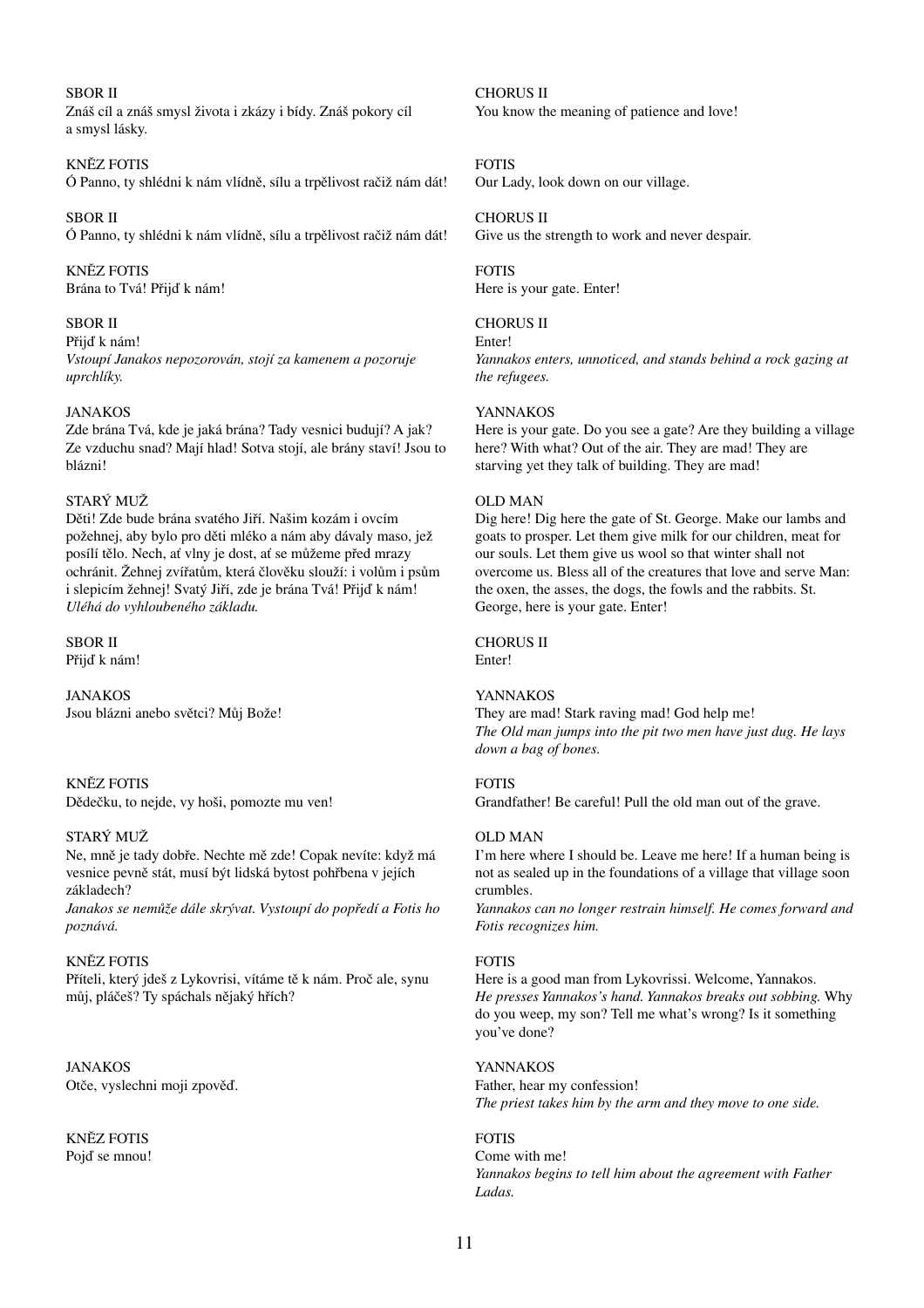SBOR II
Znáš cíl a znáš smysl života i zkázy i bídy. Znáš pokory cíl a smysl lásky.

CHORUS II
You know the meaning of patience and love!

KNĚZ FOTIS
Ó Panno, ty shlédni k nám vlídně, sílu a trpělivost račiž nám dát!

FOTIS
Our Lady, look down on our village.

SBOR II
Ó Panno, ty shlédni k nám vlídně, sílu a trpělivost račiž nám dát!

CHORUS II
Give us the strength to work and never despair.

KNĚZ FOTIS
Brána to Tvá! Přijď k nám!

FOTIS
Here is your gate. Enter!

SBOR II
Přijď k nám!
*Vstoupí Janakos nepozorován, stojí za kamenem a pozoruje uprchlíky.*

CHORUS II
Enter!
*Yannakos enters, unnoticed, and stands behind a rock gazing at the refugees.*

JANAKOS
Zde brána Tvá, kde je jaká brána? Tady vesnici budují? A jak? Ze vzduchu snad? Mají hlad! Sotva stojí, ale brány staví! Jsou to blázni!

YANNAKOS
Here is your gate. Do you see a gate? Are they building a village here? With what? Out of the air. They are mad! They are starving yet they talk of building. They are mad!

STARÝ MUŽ
Děti! Zde bude brána svatého Jiří. Našim kozám i ovcím požehnej, aby bylo pro děti mléko a nám aby dávaly maso, jež posílí tělo. Nech, ať vlny je dost, ať se můžeme před mrazy ochránit. Žehnej zvířatům, která člověku slouží: i volům i psům i slepicím žehnej! Svatý Jiří, zde je brána Tvá! Přijď k nám!
*Uléhá do vyhloubeného základu.*

OLD MAN
Dig here! Dig here the gate of St. George. Make our lambs and goats to prosper. Let them give milk for our children, meat for our souls. Let them give us wool so that winter shall not overcome us. Bless all of the creatures that love and serve Man: the oxen, the asses, the dogs, the fowls and the rabbits. St. George, here is your gate. Enter!

SBOR II
Přijď k nám!

CHORUS II
Enter!

JANAKOS
Jsou blázni anebo světci? Můj Bože!

YANNAKOS
They are mad! Stark raving mad! God help me!
*The Old man jumps into the pit two men have just dug. He lays down a bag of bones.*

KNĚZ FOTIS
Dědečku, to nejde, vy hoši, pomozte mu ven!

FOTIS
Grandfather! Be careful! Pull the old man out of the grave.

STARÝ MUŽ
Ne, mně je tady dobře. Nechte mě zde! Copak nevíte: když má vesnice pevně stát, musí být lidská bytost pohřbena v jejích základech?
*Janakos se nemůže dále skrývat. Vystoupí do popředí a Fotis ho poznává.*

OLD MAN
I'm here where I should be. Leave me here! If a human being is not as sealed up in the foundations of a village that village soon crumbles.
*Yannakos can no longer restrain himself. He comes forward and Fotis recognizes him.*

KNĚZ FOTIS
Příteli, který jdeš z Lykovrisi, vítáme tě k nám. Proč ale, synu můj, pláčeš? Ty spáchals nějaký hřích?

FOTIS
Here is a good man from Lykovrissi. Welcome, Yannakos.
*He presses Yannakos's hand. Yannakos breaks out sobbing.* Why do you weep, my son? Tell me what's wrong? Is it something you've done?

JANAKOS
Otče, vyslechni moji zpověď.

YANNAKOS
Father, hear my confession!
*The priest takes him by the arm and they move to one side.*

KNĚZ FOTIS
Pojď se mnou!

FOTIS
Come with me!
*Yannakos begins to tell him about the agreement with Father Ladas.*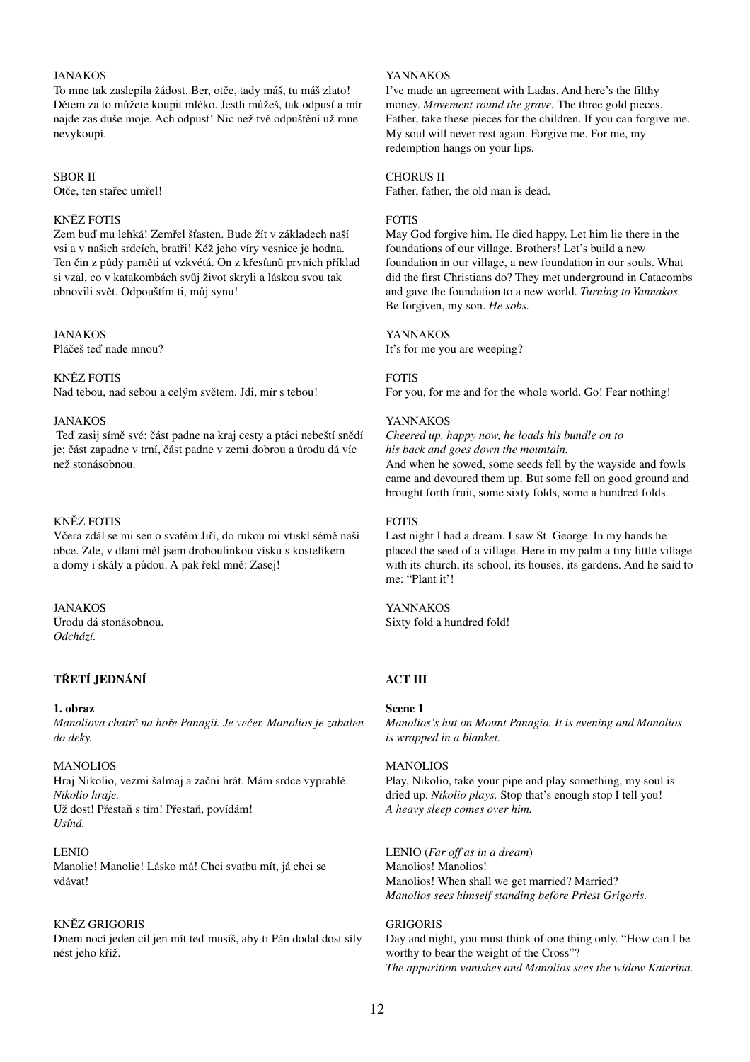JANAKOS
To mne tak zaslepila žádost. Ber, otče, tady máš, tu máš zlato! Dětem za to můžete koupit mléko. Jestli můžeš, tak odpusť a mír najde zas duše moje. Ach odpusť! Nic než tvé odpuštění už mne nevykoupí.

SBOR II
Otče, ten stařec umřel!

KNĚZ FOTIS
Zem buď mu lehká! Zemřel šťasten. Bude žít v základech naší vsi a v našich srdcích, bratři! Kéž jeho víry vesnice je hodna. Ten čin z půdy paměti ať vzkvétá. On z křesťanů prvních příklad si vzal, co v katakombách svůj život skryli a láskou svou tak obnovili svět. Odpouštím ti, můj synu!

JANAKOS
Pláčeš teď nade mnou?

KNĚZ FOTIS
Nad tebou, nad sebou a celým světem. Jdi, mír s tebou!

JANAKOS
Teď zasij símě své: část padne na kraj cesty a ptáci nebeští snědí je; část zapadne v trní, část padne v zemi dobrou a úrodu dá víc než stonásobnou.

KNĚZ FOTIS
Včera zdál se mi sen o svatém Jiří, do rukou mi vtiskl sémě naší obce. Zde, v dlani měl jsem droboulinkou vísku s kostelíkem a domy i skály a půdou. A pak řekl mně: Zasej!

JANAKOS
Úrodu dá stonásobnou.
*Odchází.*

**TŘETÍ JEDNÁNÍ**

**1. obraz**
*Manoliova chatrč na hoře Panagii. Je večer. Manolios je zabalen do deky.*

MANOLIOS
Hraj Nikolio, vezmi šalmaj a začni hrát. Mám srdce vyprahlé.
*Nikolio hraje.*
Už dost! Přestaň s tím! Přestaň, povídám!
*Usíná.*

LENIO
Manolie! Manolie! Lásko má! Chci svatbu mít, já chci se vdávat!

KNĚZ GRIGORIS
Dnem nocí jeden cíl jen mít teď musíš, aby ti Pán dodal dost síly nést jeho kříž.

YANNAKOS
I've made an agreement with Ladas. And here's the filthy money. *Movement round the grave.* The three gold pieces. Father, take these pieces for the children. If you can forgive me. My soul will never rest again. Forgive me. For me, my redemption hangs on your lips.

CHORUS II
Father, father, the old man is dead.

FOTIS
May God forgive him. He died happy. Let him lie there in the foundations of our village. Brothers! Let's build a new foundation in our village, a new foundation in our souls. What did the first Christians do? They met underground in Catacombs and gave the foundation to a new world. *Turning to Yannakos.* Be forgiven, my son. *He sobs.*

YANNAKOS
It's for me you are weeping?

FOTIS
For you, for me and for the whole world. Go! Fear nothing!

YANNAKOS
*Cheered up, happy now, he loads his bundle on to his back and goes down the mountain.*
And when he sowed, some seeds fell by the wayside and fowls came and devoured them up. But some fell on good ground and brought forth fruit, some sixty folds, some a hundred folds.

FOTIS
Last night I had a dream. I saw St. George. In my hands he placed the seed of a village. Here in my palm a tiny little village with its church, its school, its houses, its gardens. And he said to me: "Plant it'!

YANNAKOS
Sixty fold a hundred fold!

**ACT III**

**Scene 1**
*Manolios's hut on Mount Panagia. It is evening and Manolios is wrapped in a blanket.*

MANOLIOS
Play, Nikolio, take your pipe and play something, my soul is dried up. *Nikolio plays.* Stop that's enough stop I tell you!
*A heavy sleep comes over him.*

LENIO (*Far off as in a dream*)
Manolios! Manolios!
Manolios! When shall we get married? Married?
*Manolios sees himself standing before Priest Grigoris.*

GRIGORIS
Day and night, you must think of one thing only. "How can I be worthy to bear the weight of the Cross"?
*The apparition vanishes and Manolios sees the widow Katerina.*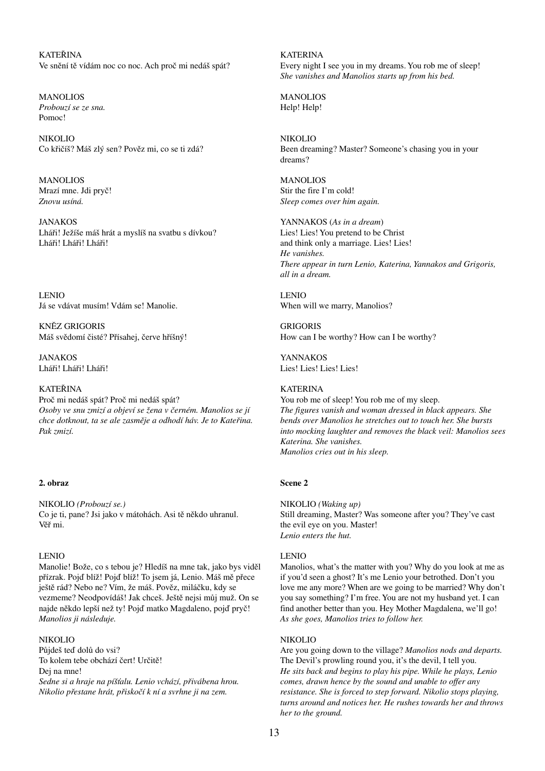KATEŘINA
Ve snění tě vídám noc co noc. Ach proč mi nedáš spát?

MANOLIOS
*Probouzí se ze sna.*
Pomoc!

NIKOLIO
Co křičíš? Máš zlý sen? Pověz mi, co se ti zdá?

MANOLIOS
Mrazí mne. Jdi pryč!
*Znovu usíná.*

JANAKOS
Lháři! Ježíše máš hrát a myslíš na svatbu s dívkou?
Lháři! Lháři! Lháři!

LENIO
Já se vdávat musím! Vdám se! Manolie.

KNĚZ GRIGORIS
Máš svědomí čisté? Přísahej, červe hříšný!

JANAKOS
Lháři! Lháři! Lháři!

KATEŘINA
Proč mi nedáš spát? Proč mi nedáš spát?
*Osoby ve snu zmizí a objeví se žena v černém. Manolios se jí chce dotknout, ta se ale zasměje a odhodí háv. Je to Kateřina. Pak zmizí.*

**2. obraz**

NIKOLIO *(Probouzí se.)*
Co je ti, pane? Jsi jako v mátohách. Asi tě někdo uhranul. Věř mi.

LENIO
Manolie! Bože, co s tebou je? Hledíš na mne tak, jako bys viděl přízrak. Pojď blíž! Pojď blíž! To jsem já, Lenio. Máš mě přece ještě rád? Nebo ne? Vím, že máš. Pověz, miláčku, kdy se vezmeme? Neodpovídáš! Jak chceš. Ještě nejsi můj muž. On se najde někdo lepší než ty! Pojď matko Magdaleno, pojď pryč!
*Manolios ji následuje.*

NIKOLIO
Půjdeš teď dolů do vsi?
To kolem tebe obchází čert! Určitě!
Dej na mne!
*Sedne si a hraje na píšťalu. Lenio vchází, přivábena hrou. Nikolio přestane hrát, přiskočí k ní a svrhne ji na zem.*

KATERINA
Every night I see you in my dreams. You rob me of sleep!
*She vanishes and Manolios starts up from his bed.*

MANOLIOS
Help! Help!

NIKOLIO
Been dreaming? Master? Someone's chasing you in your dreams?

MANOLIOS
Stir the fire I'm cold!
*Sleep comes over him again.*

YANNAKOS (*As in a dream*)
Lies! Lies! You pretend to be Christ
and think only a marriage. Lies! Lies!
*He vanishes.*
*There appear in turn Lenio, Katerina, Yannakos and Grigoris, all in a dream.*

LENIO
When will we marry, Manolios?

GRIGORIS
How can I be worthy? How can I be worthy?

YANNAKOS
Lies! Lies! Lies! Lies!

KATERINA
You rob me of sleep! You rob me of my sleep.
*The figures vanish and woman dressed in black appears. She bends over Manolios he stretches out to touch her. She bursts into mocking laughter and removes the black veil: Manolios sees Katerina. She vanishes.*
*Manolios cries out in his sleep.*

**Scene 2**

NIKOLIO *(Waking up)*
Still dreaming, Master? Was someone after you? They've cast the evil eye on you. Master!
*Lenio enters the hut.*

LENIO
Manolios, what's the matter with you? Why do you look at me as if you'd seen a ghost? It's me Lenio your betrothed. Don't you love me any more? When are we going to be married? Why don't you say something? I'm free. You are not my husband yet. I can find another better than you. Hey Mother Magdalena, we'll go!
*As she goes, Manolios tries to follow her.*

NIKOLIO
Are you going down to the village? *Manolios nods and departs.*
The Devil's prowling round you, it's the devil, I tell you.
*He sits back and begins to play his pipe. While he plays, Lenio comes, drawn hence by the sound and unable to offer any resistance. She is forced to step forward. Nikolio stops playing, turns around and notices her. He rushes towards her and throws her to the ground.*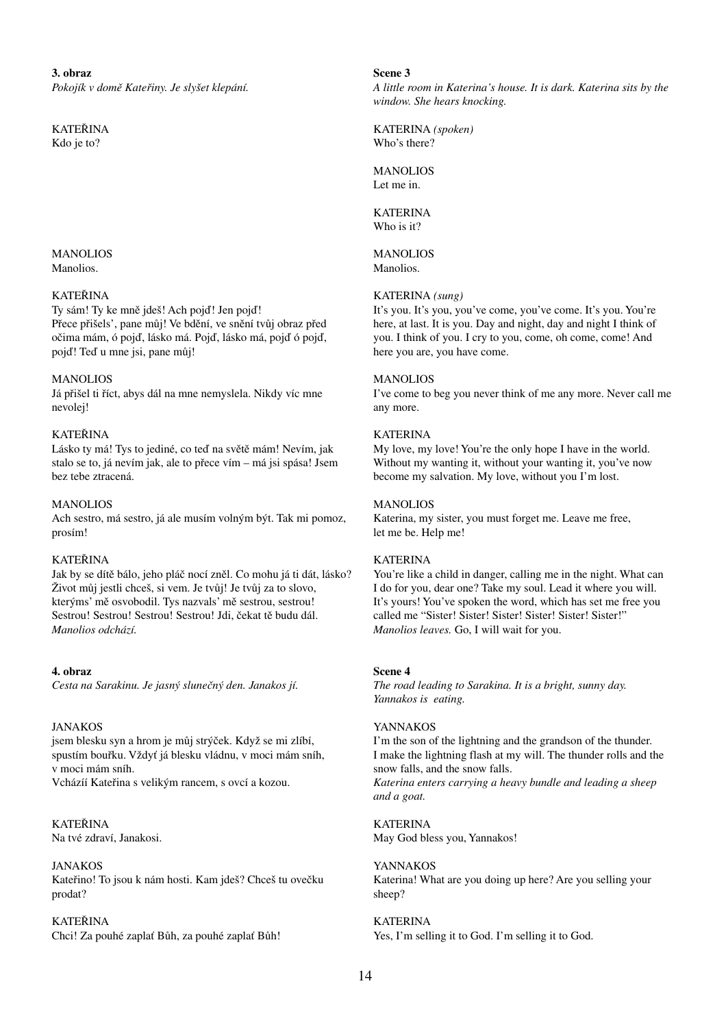**3. obraz**
*Pokojík v domě Kateřiny. Je slyšet klepání.*

KATEŘINA
Kdo je to?

MANOLIOS
Manolios.

KATEŘINA
Ty sám! Ty ke mně jdeš! Ach pojď! Jen pojď!
Přece přišels', pane můj! Ve bdění, ve snění tvůj obraz před očima mám, ó pojď, lásko má. Pojď, lásko má, pojď ó pojď, pojď! Teď u mne jsi, pane můj!

MANOLIOS
Já přišel ti říct, abys dál na mne nemyslela. Nikdy víc mne nevolej!

KATEŘINA
Lásko ty má! Tys to jediné, co teď na světě mám! Nevím, jak stalo se to, já nevím jak, ale to přece vím – má jsi spása! Jsem bez tebe ztracená.

MANOLIOS
Ach sestro, má sestro, já ale musím volným být. Tak mi pomoz, prosím!

KATEŘINA
Jak by se dítě bálo, jeho pláč nocí zněl. Co mohu já ti dát, lásko? Život můj jestli chceš, si vem. Je tvůj! Je tvůj za to slovo, kterýms' mě osvobodil. Tys nazvals' mě sestrou, sestrou! Sestrou! Sestrou! Sestrou! Sestrou! Jdi, čekat tě budu dál.
*Manolios odchází.*

**4. obraz**
*Cesta na Sarakinu. Je jasný slunečný den. Janakos jí.*

JANAKOS
jsem blesku syn a hrom je můj strýček. Když se mi zlíbí, spustím bouřku. Vždyť já blesku vládnu, v moci mám sníh, v moci mám sníh.
Vcházíí Kateřina s velikým rancem, s ovcí a kozou.

KATEŘINA
Na tvé zdraví, Janakosi.

JANAKOS
Kateřino! To jsou k nám hosti. Kam jdeš? Chceš tu ovečku prodat?

KATEŘINA
Chci! Za pouhé zaplať Bůh, za pouhé zaplať Bůh!

**Scene 3**
*A little room in Katerina's house. It is dark. Katerina sits by the window. She hears knocking.*

KATERINA *(spoken)*
Who's there?

MANOLIOS
Let me in.

KATERINA
Who is it?

MANOLIOS
Manolios.

KATERINA *(sung)*
It's you. It's you, you've come, you've come. It's you. You're here, at last. It is you. Day and night, day and night I think of you. I think of you. I cry to you, come, oh come, come! And here you are, you have come.

MANOLIOS
I've come to beg you never think of me any more. Never call me any more.

KATERINA
My love, my love! You're the only hope I have in the world. Without my wanting it, without your wanting it, you've now become my salvation. My love, without you I'm lost.

MANOLIOS
Katerina, my sister, you must forget me. Leave me free, let me be. Help me!

KATERINA
You're like a child in danger, calling me in the night. What can I do for you, dear one? Take my soul. Lead it where you will. It's yours! You've spoken the word, which has set me free you called me "Sister! Sister! Sister! Sister! Sister! Sister!"
*Manolios leaves.* Go, I will wait for you.

**Scene 4**
*The road leading to Sarakina. It is a bright, sunny day. Yannakos is eating.*

YANNAKOS
I'm the son of the lightning and the grandson of the thunder. I make the lightning flash at my will. The thunder rolls and the snow falls, and the snow falls.
*Katerina enters carrying a heavy bundle and leading a sheep and a goat.*

KATERINA
May God bless you, Yannakos!

YANNAKOS
Katerina! What are you doing up here? Are you selling your sheep?

KATERINA
Yes, I'm selling it to God. I'm selling it to God.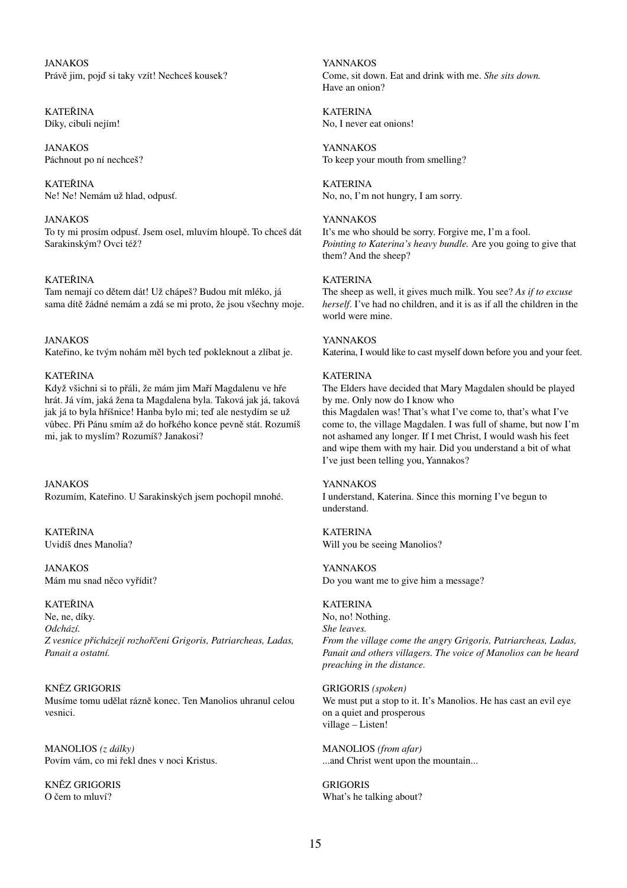| | |
|---|---|
| JANAKOS<br>Právě jim, pojď si taky vzít! Nechceš kousek? | YANNAKOS<br>Come, sit down. Eat and drink with me. *She sits down.* Have an onion? |
| KATEŘINA<br>Díky, cibuli nejím! | KATERINA<br>No, I never eat onions! |
| JANAKOS<br>Páchnout po ní nechceš? | YANNAKOS<br>To keep your mouth from smelling? |
| KATEŘINA<br>Ne! Ne! Nemám už hlad, odpusť. | KATERINA<br>No, no, I'm not hungry, I am sorry. |
| JANAKOS<br>To ty mi prosím odpusť. Jsem osel, mluvím hloupě. To chceš dát Sarakinským? Ovci též? | YANNAKOS<br>It's me who should be sorry. Forgive me, I'm a fool. *Pointing to Katerina's heavy bundle.* Are you going to give that them? And the sheep? |
| KATEŘINA<br>Tam nemají co dětem dát! Už chápeš? Budou mít mléko, já sama dítě žádné nemám a zdá se mi proto, že jsou všechny moje. | KATERINA<br>The sheep as well, it gives much milk. You see? *As if to excuse herself.* I've had no children, and it is as if all the children in the world were mine. |
| JANAKOS<br>Kateřino, ke tvým nohám měl bych teď pokleknout a zlíbat je. | YANNAKOS<br>Katerina, I would like to cast myself down before you and your feet. |
| KATEŘINA<br>Když všichni si to přáli, že mám jim Maří Magdalenu ve hře hrát. Já vím, jaká žena ta Magdalena byla. Taková jak já, taková jak já to byla hříšnice! Hanba bylo mi; teď ale nestydím se už vůbec. Při Pánu smím až do hořkého konce pevně stát. Rozumíš mi, jak to myslím? Rozumíš? Janakosi? | KATERINA<br>The Elders have decided that Mary Magdalen should be played by me. Only now do I know who this Magdalen was! That's what I've come to, that's what I've come to, the village Magdalen. I was full of shame, but now I'm not ashamed any longer. If I met Christ, I would wash his feet and wipe them with my hair. Did you understand a bit of what I've just been telling you, Yannakos? |
| JANAKOS<br>Rozumím, Kateřino. U Sarakinských jsem pochopil mnohé. | YANNAKOS<br>I understand, Katerina. Since this morning I've begun to understand. |
| KATEŘINA<br>Uvidíš dnes Manolia? | KATERINA<br>Will you be seeing Manolios? |
| JANAKOS<br>Mám mu snad něco vyřídit? | YANNAKOS<br>Do you want me to give him a message? |
| KATEŘINA<br>Ne, ne, díky.<br>*Odchází.*<br>*Z vesnice přicházejí rozhořčeni Grigoris, Patriarcheas, Ladas, Panait a ostatní.* | KATERINA<br>No, no! Nothing.<br>*She leaves.*<br>*From the village come the angry Grigoris, Patriarcheas, Ladas, Panait and others villagers. The voice of Manolios can be heard preaching in the distance.* |
| KNĚZ GRIGORIS<br>Musíme tomu udělat rázně konec. Ten Manolios uhranul celou vesnici. | GRIGORIS *(spoken)*<br>We must put a stop to it. It's Manolios. He has cast an evil eye on a quiet and prosperous village – Listen! |
| MANOLIOS *(z dálky)*<br>Povím vám, co mi řekl dnes v noci Kristus. | MANOLIOS *(from afar)*<br>...and Christ went upon the mountain... |
| KNĚZ GRIGORIS<br>O čem to mluví? | GRIGORIS<br>What's he talking about? |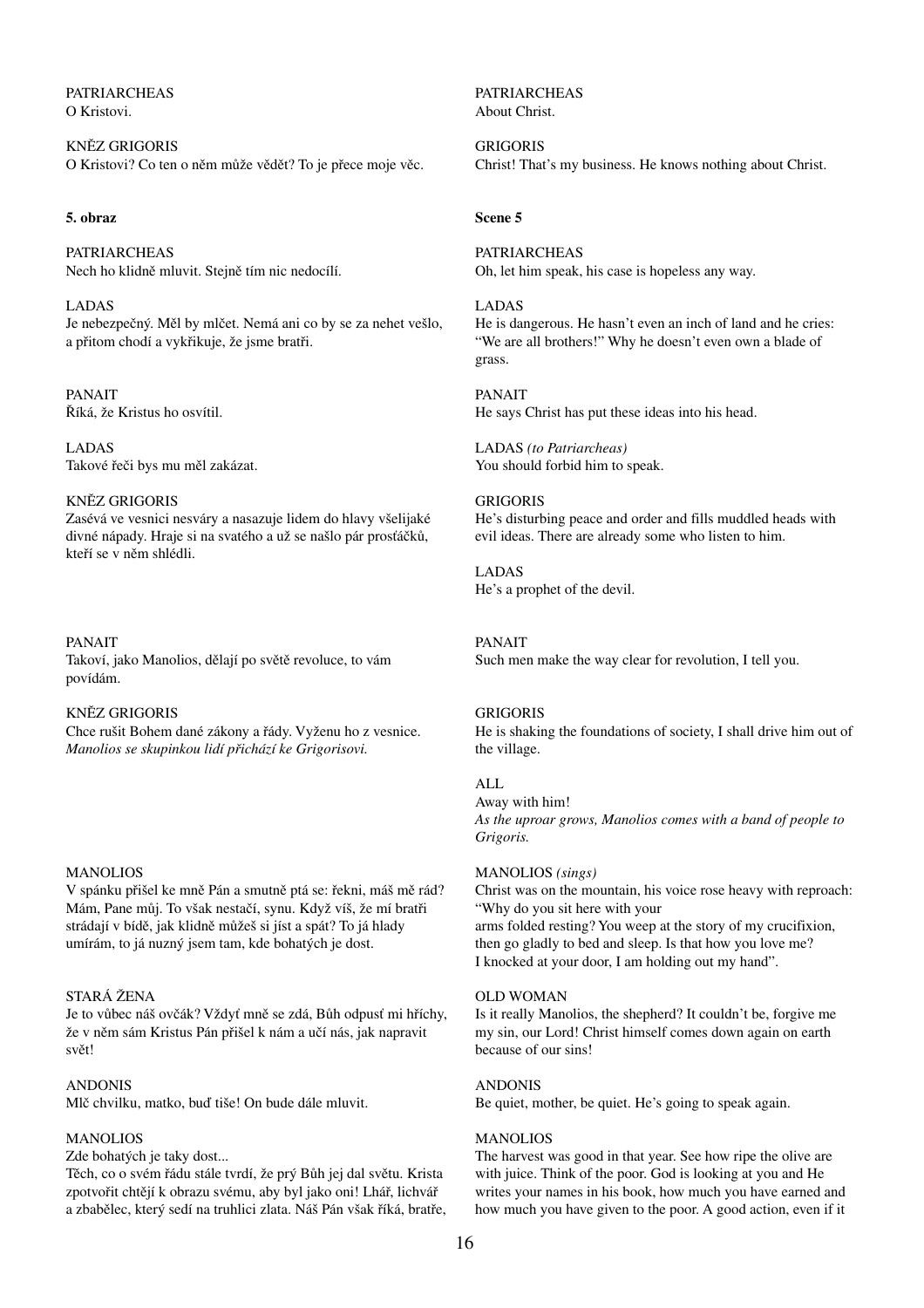PATRIARCHEAS
O Kristovi.

KNĚZ GRIGORIS
O Kristovi? Co ten o něm může vědět? To je přece moje věc.

**5. obraz**

PATRIARCHEAS
Nech ho klidně mluvit. Stejně tím nic nedocílí.

LADAS
Je nebezpečný. Měl by mlčet. Nemá ani co by se za nehet vešlo, a přitom chodí a vykřikuje, že jsme bratři.

PANAIT
Říká, že Kristus ho osvítil.

LADAS
Takové řeči bys mu měl zakázat.

KNĚZ GRIGORIS
Zasévá ve vesnici nesváry a nasazuje lidem do hlavy všelijaké divné nápady. Hraje si na svatého a už se našlo pár prosťáčků, kteří se v něm shlédli.

PANAIT
Takoví, jako Manolios, dělají po světě revoluce, to vám povídám.

KNĚZ GRIGORIS
Chce rušit Bohem dané zákony a řády. Vyženu ho z vesnice.
*Manolios se skupinkou lidí přichází ke Grigorisovi.*

MANOLIOS
V spánku přišel ke mně Pán a smutně ptá se: řekni, máš mě rád? Mám, Pane můj. To však nestačí, synu. Když víš, že mí bratři strádají v bídě, jak klidně můžeš si jíst a spát? To já hlady umírám, to já nuzný jsem tam, kde bohatých je dost.

STARÁ ŽENA
Je to vůbec náš ovčák? Vždyť mně se zdá, Bůh odpusť mi hříchy, že v něm sám Kristus Pán přišel k nám a učí nás, jak napravit svět!

ANDONIS
Mlč chvilku, matko, buď tiše! On bude dále mluvit.

MANOLIOS
Zde bohatých je taky dost...
Těch, co o svém řádu stále tvrdí, že prý Bůh jej dal světu. Krista zpotvořit chtějí k obrazu svému, aby byl jako oni! Lhář, lichvář a zbabělec, který sedí na truhlici zlata. Náš Pán však říká, bratře,

PATRIARCHEAS
About Christ.

GRIGORIS
Christ! That's my business. He knows nothing about Christ.

**Scene 5**

PATRIARCHEAS
Oh, let him speak, his case is hopeless any way.

LADAS
He is dangerous. He hasn't even an inch of land and he cries: "We are all brothers!" Why he doesn't even own a blade of grass.

PANAIT
He says Christ has put these ideas into his head.

LADAS *(to Patriarcheas)*
You should forbid him to speak.

GRIGORIS
He's disturbing peace and order and fills muddled heads with evil ideas. There are already some who listen to him.

LADAS
He's a prophet of the devil.

PANAIT
Such men make the way clear for revolution, I tell you.

GRIGORIS
He is shaking the foundations of society, I shall drive him out of the village.

ALL
Away with him!
*As the uproar grows, Manolios comes with a band of people to Grigoris.*

MANOLIOS *(sings)*
Christ was on the mountain, his voice rose heavy with reproach: "Why do you sit here with your arms folded resting? You weep at the story of my crucifixion, then go gladly to bed and sleep. Is that how you love me? I knocked at your door, I am holding out my hand".

OLD WOMAN
Is it really Manolios, the shepherd? It couldn't be, forgive me my sin, our Lord! Christ himself comes down again on earth because of our sins!

ANDONIS
Be quiet, mother, be quiet. He's going to speak again.

MANOLIOS
The harvest was good in that year. See how ripe the olive are with juice. Think of the poor. God is looking at you and He writes your names in his book, how much you have earned and how much you have given to the poor. A good action, even if it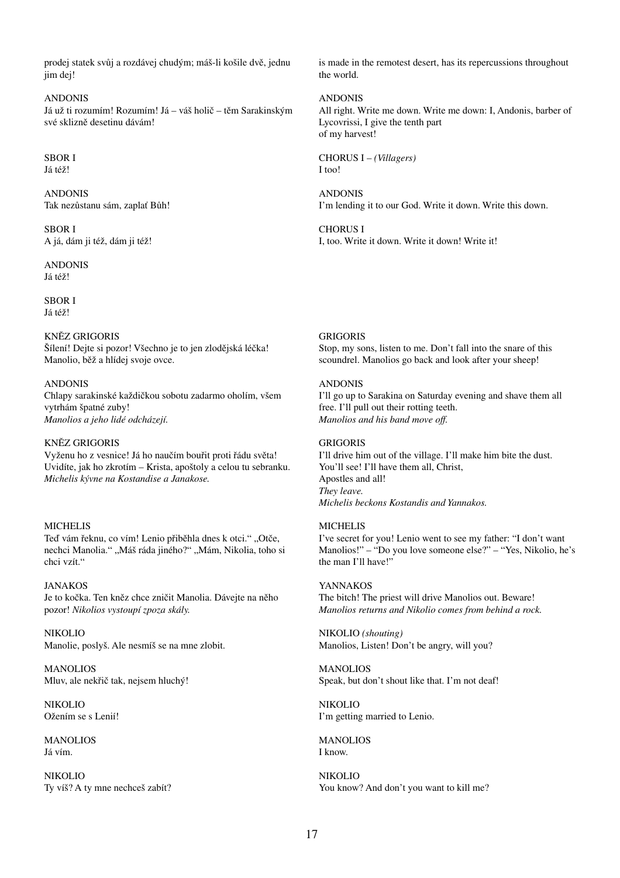prodej statek svůj a rozdávej chudým; máš-li košile dvě, jednu jim dej!

ANDONIS
Já už ti rozumím! Rozumím! Já – váš holič – těm Sarakinským své sklizně desetinu dávám!

SBOR I
Já též!

ANDONIS
Tak nezůstanu sám, zaplať Bůh!

SBOR I
A já, dám ji též, dám ji též!

ANDONIS
Já též!

SBOR I
Já též!

KNĚZ GRIGORIS
Šílení! Dejte si pozor! Všechno je to jen zlodějská léčka! Manolio, běž a hlídej svoje ovce.

ANDONIS
Chlapy sarakinské každičkou sobotu zadarmo oholím, všem vytrhám špatné zuby!
*Manolios a jeho lidé odcházejí.*

KNĚZ GRIGORIS
Vyženu ho z vesnice! Já ho naučím bouřit proti řádu světa! Uvidíte, jak ho zkrotím – Krista, apoštoly a celou tu sebranku.
*Michelis kývne na Kostandise a Janakose.*

MICHELIS
Teď vám řeknu, co vím! Lenio přiběhla dnes k otci. „Otče, nechci Manolia." „Máš ráda jiného?" „Mám, Nikolia, toho si chci vzít."

JANAKOS
Je to kočka. Ten kněz chce zničit Manolia. Dávejte na něho pozor! *Nikolios vystoupí zpoza skály.*

NIKOLIO
Manolie, poslyš. Ale nesmíš se na mne zlobit.

MANOLIOS
Mluv, ale nekřič tak, nejsem hluchý!

NIKOLIO
Ožením se s Lenií!

MANOLIOS
Já vím.

NIKOLIO
Ty víš? A ty mne nechceš zabít?

is made in the remotest desert, has its repercussions throughout the world.

ANDONIS
All right. Write me down. Write me down: I, Andonis, barber of Lycovrissi, I give the tenth part
of my harvest!

CHORUS I – *(Villagers)*
I too!

ANDONIS
I'm lending it to our God. Write it down. Write this down.

CHORUS I
I, too. Write it down. Write it down! Write it!

GRIGORIS
Stop, my sons, listen to me. Don't fall into the snare of this scoundrel. Manolios go back and look after your sheep!

ANDONIS
I'll go up to Sarakina on Saturday evening and shave them all free. I'll pull out their rotting teeth.
*Manolios and his band move off.*

GRIGORIS
I'll drive him out of the village. I'll make him bite the dust.
You'll see! I'll have them all, Christ,
Apostles and all!
*They leave.*
*Michelis beckons Kostandis and Yannakos.*

MICHELIS
I've secret for you! Lenio went to see my father: "I don't want Manolios!" – "Do you love someone else?" – "Yes, Nikolio, he's the man I'll have!"

YANNAKOS
The bitch! The priest will drive Manolios out. Beware!
*Manolios returns and Nikolio comes from behind a rock.*

NIKOLIO *(shouting)*
Manolios, Listen! Don't be angry, will you?

MANOLIOS
Speak, but don't shout like that. I'm not deaf!

NIKOLIO
I'm getting married to Lenio.

MANOLIOS
I know.

NIKOLIO
You know? And don't you want to kill me?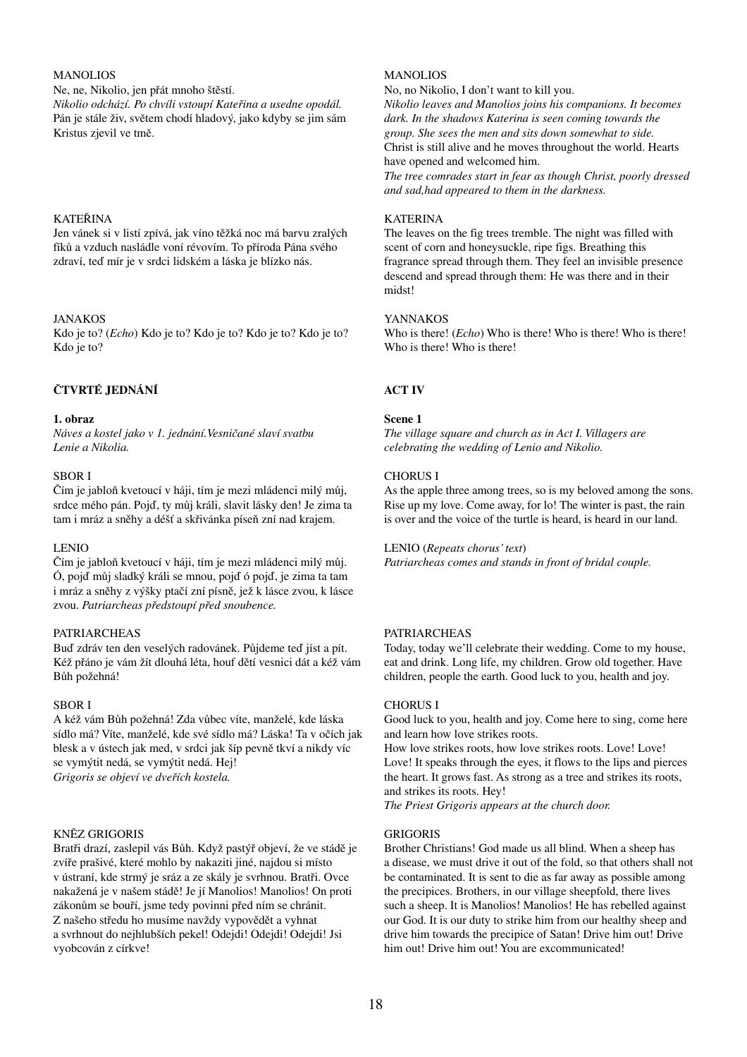MANOLIOS

Ne, ne, Nikolio, jen přát mnoho štěstí.

*Nikolio odchází. Po chvíli vstoupí Kateřina a usedne opodál.*

Pán je stále živ, světem chodí hladový, jako kdyby se jim sám Kristus zjevil ve tmě.

KATEŘINA

Jen vánek si v listí zpívá, jak víno těžká noc má barvu zralých fíků a vzduch nasládle voní révovím. To příroda Pána svého zdraví, teď mír je v srdci lidském a láska je blízko nás.

JANAKOS

Kdo je to? (*Echo*) Kdo je to? Kdo je to? Kdo je to? Kdo je to? Kdo je to?

## ČTVRTÉ JEDNÁNÍ

**1. obraz**

*Náves a kostel jako v 1. jednání.Vesničané slaví svatbu Lenie a Nikolia.*

SBOR I

Čím je jabloň kvetoucí v háji, tím je mezi mládenci milý můj, srdce mého pán. Pojď, ty můj králi, slavit lásky den! Je zima ta tam i mráz a sněhy a déšť a skřivánka píseň zní nad krajem.

LENIO

Čím je jabloň kvetoucí v háji, tím je mezi mládenci milý můj. Ó, pojď můj sladký králi se mnou, pojď ó pojď, je zima ta tam i mráz a sněhy z výšky ptačí zní písně, jež k lásce zvou, k lásce zvou. *Patriarcheas předstoupí před snoubence.*

PATRIARCHEAS

Buď zdráv ten den veselých radovánek. Půjdeme teď jíst a pít. Kéž přáno je vám žít dlouhá léta, houf dětí vesnici dát a kéž vám Bůh požehná!

SBOR I

A kéž vám Bůh požehná! Zda vůbec víte, manželé, kde láska sídlo má? Víte, manželé, kde své sídlo má? Láska! Ta v očích jak blesk a v ústech jak med, v srdci jak šíp pevně tkví a nikdy víc se vymýtit nedá, se vymýtit nedá. Hej!

*Grigoris se objeví ve dveřích kostela.*

KNĚZ GRIGORIS

Bratři drazí, zaslepil vás Bůh. Když pastýř objeví, že ve stádě je zvíře prašivé, které mohlo by nakaziti jiné, najdou si místo v ústraní, kde strmý je sráz a ze skály je svrhnou. Bratři. Ovce nakažená je v našem stádě! Je jí Manolios! Manolios! On proti zákonům se bouří, jsme tedy povinni před ním se chránit. Z našeho středu ho musíme navždy vypovědět a vyhnat a svrhnout do nejhlubších pekel! Odejdi! Odejdi! Odejdi! Jsi vyobcován z církve!

MANOLIOS

No, no Nikolio, I don't want to kill you.

*Nikolio leaves and Manolios joins his companions. It becomes dark. In the shadows Katerina is seen coming towards the group. She sees the men and sits down somewhat to side.*

Christ is still alive and he moves throughout the world. Hearts have opened and welcomed him.

*The tree comrades start in fear as though Christ, poorly dressed and sad,had appeared to them in the darkness.*

KATERINA

The leaves on the fig trees tremble. The night was filled with scent of corn and honeysuckle, ripe figs. Breathing this fragrance spread through them. They feel an invisible presence descend and spread through them: He was there and in their midst!

YANNAKOS

Who is there! (*Echo*) Who is there! Who is there! Who is there! Who is there! Who is there!

## ACT IV

**Scene 1**

*The village square and church as in Act I. Villagers are celebrating the wedding of Lenio and Nikolio.*

CHORUS I

As the apple three among trees, so is my beloved among the sons. Rise up my love. Come away, for lo! The winter is past, the rain is over and the voice of the turtle is heard, is heard in our land.

LENIO (*Repeats chorus' text*)

*Patriarcheas comes and stands in front of bridal couple.*

PATRIARCHEAS

Today, today we'll celebrate their wedding. Come to my house, eat and drink. Long life, my children. Grow old together. Have children, people the earth. Good luck to you, health and joy.

CHORUS I

Good luck to you, health and joy. Come here to sing, come here and learn how love strikes roots.

How love strikes roots, how love strikes roots. Love! Love! Love! It speaks through the eyes, it flows to the lips and pierces the heart. It grows fast. As strong as a tree and strikes its roots, and strikes its roots. Hey!

*The Priest Grigoris appears at the church door.*

GRIGORIS

Brother Christians! God made us all blind. When a sheep has a disease, we must drive it out of the fold, so that others shall not be contaminated. It is sent to die as far away as possible among the precipices. Brothers, in our village sheepfold, there lives such a sheep. It is Manolios! Manolios! He has rebelled against our God. It is our duty to strike him from our healthy sheep and drive him towards the precipice of Satan! Drive him out! Drive him out! Drive him out! You are excommunicated!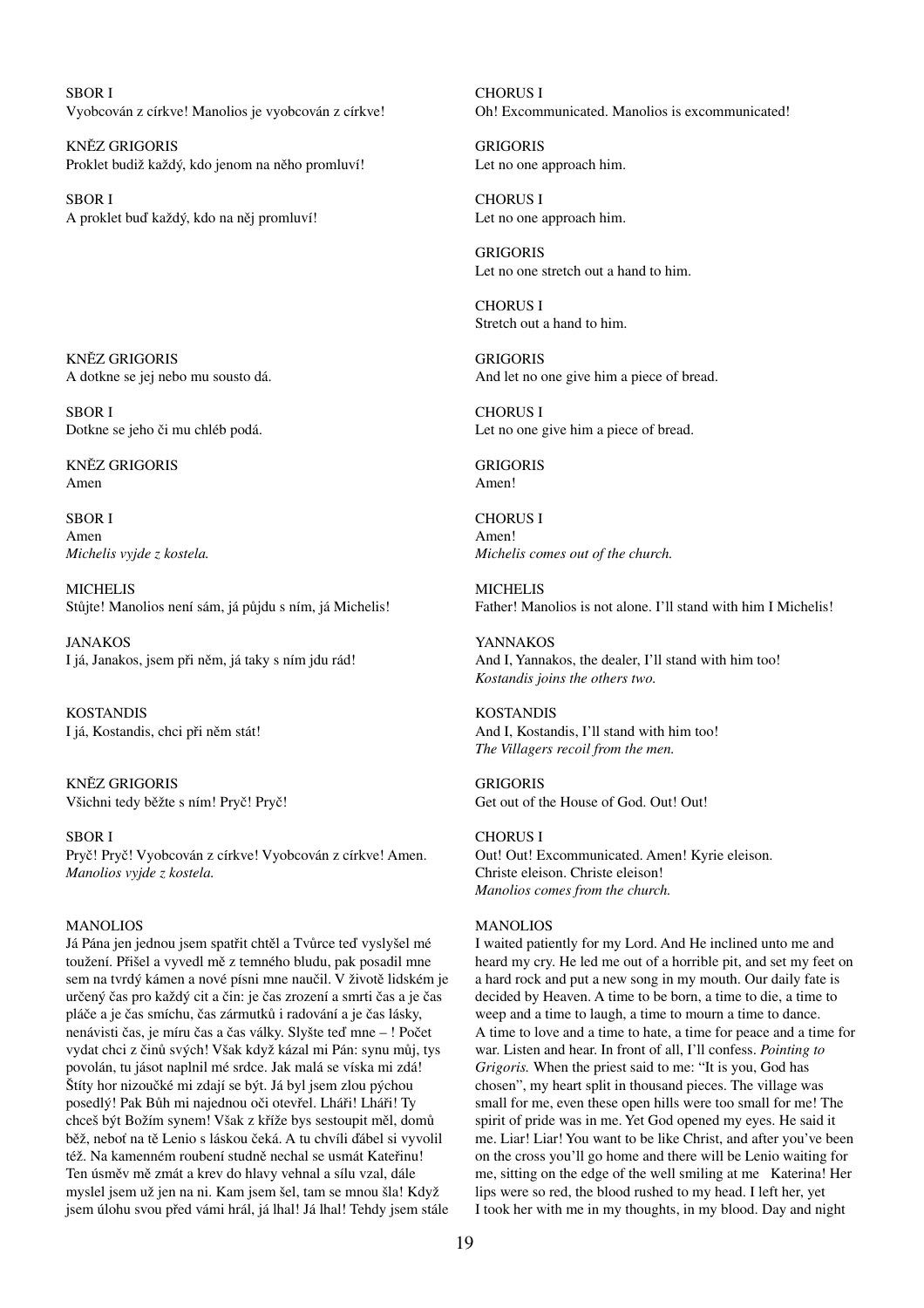SBOR I
Vyobcován z církve! Manolios je vyobcován z církve!

KNĚZ GRIGORIS
Proklet buď každý, kdo jenom na něho promluví!

SBOR I
A proklet buď každý, kdo na něj promluví!

KNĚZ GRIGORIS
A dotkne se jej nebo mu sousto dá.

SBOR I
Dotkne se jeho či mu chléb podá.

KNĚZ GRIGORIS
Amen

SBOR I
Amen
*Michelis vyjde z kostela.*

MICHELIS
Stůjte! Manolios není sám, já půjdu s ním, já Michelis!

JANAKOS
I já, Janakos, jsem při něm, já taky s ním jdu rád!

KOSTANDIS
I já, Kostandis, chci při něm stát!

KNĚZ GRIGORIS
Všichni tedy běžte s ním! Pryč! Pryč!

SBOR I
Pryč! Pryč! Vyobcován z církve! Vyobcován z církve! Amen.
*Manolios vyjde z kostela.*

MANOLIOS
Já Pána jen jednou jsem spatřit chtěl a Tvůrce teď vyslyšel mé toužení. Přišel a vyvedl mě z temného bludu, pak posadil mne sem na tvrdý kámen a nové písni mne naučil. V životě lidském je určený čas pro každý cit a čin: je čas zrození a smrti čas a je čas pláče a je čas smíchu, čas zármutků i radování a je čas lásky, nenávisti čas, je míru čas a čas války. Slyšte teď mne – ! Počet vydat chci z činů svých! Však když kázal mi Pán: synu můj, tys povolán, tu jásot naplnil mé srdce. Jak malá se víska mi zdá! Štíty hor nizoučké mi zdají se být. Já byl jsem zlou pýchou posedlý! Pak Bůh mi najednou oči otevřel. Lháři! Lháři! Ty chceš být Božím synem! Však z kříže bys sestoupit měl, domů běž, neboť na tě Lenio s láskou čeká. A tu chvíli ďábel si vyvolil též. Na kamenném roubení studně nechal se usmát Kateřinu! Ten úsměv mě zmást a krev do hlavy vehnal a sílu vzal, dále myslel jsem už jen na ni. Kam jsem šel, tam se mnou šla! Když jsem úlohu svou před vámi hrál, já lhal! Já lhal! Tehdy jsem stále

CHORUS I
Oh! Excommunicated. Manolios is excommunicated!

GRIGORIS
Let no one approach him.

CHORUS I
Let no one approach him.

GRIGORIS
Let no one stretch out a hand to him.

CHORUS I
Stretch out a hand to him.

GRIGORIS
And let no one give him a piece of bread.

CHORUS I
Let no one give him a piece of bread.

GRIGORIS
Amen!

CHORUS I
Amen!
*Michelis comes out of the church.*

MICHELIS
Father! Manolios is not alone. I'll stand with him I Michelis!

YANNAKOS
And I, Yannakos, the dealer, I'll stand with him too!
*Kostandis joins the others two.*

KOSTANDIS
And I, Kostandis, I'll stand with him too!
*The Villagers recoil from the men.*

GRIGORIS
Get out of the House of God. Out! Out!

CHORUS I
Out! Out! Excommunicated. Amen! Kyrie eleison. Christe eleison. Christe eleison!
*Manolios comes from the church.*

MANOLIOS
I waited patiently for my Lord. And He inclined unto me and heard my cry. He led me out of a horrible pit, and set my feet on a hard rock and put a new song in my mouth. Our daily fate is decided by Heaven. A time to be born, a time to die, a time to weep and a time to laugh, a time to mourn a time to dance. A time to love and a time to hate, a time for peace and a time for war. Listen and hear. In front of all, I'll confess. *Pointing to Grigoris.* When the priest said to me: "It is you, God has chosen", my heart split in thousand pieces. The village was small for me, even these open hills were too small for me! The spirit of pride was in me. Yet God opened my eyes. He said it me. Liar! Liar! You want to be like Christ, and after you've been on the cross you'll go home and there will be Lenio waiting for me, sitting on the edge of the well smiling at me Katerina! Her lips were so red, the blood rushed to my head. I left her, yet I took her with me in my thoughts, in my blood. Day and night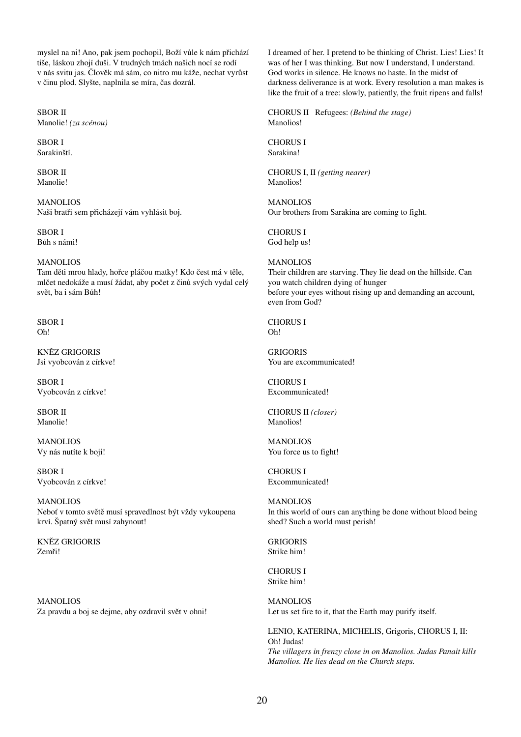myslel na ni! Ano, pak jsem pochopil, Boží vůle k nám přichází tiše, láskou zhojí duši. V trudných tmách našich nocí se rodí v nás svitu jas. Člověk má sám, co nitro mu káže, nechat vyrůst v činu plod. Slyšte, naplnila se míra, čas dozrál.

SBOR II
Manolie! *(za scénou)*

SBOR I
Sarakinští.

SBOR II
Manolie!

MANOLIOS
Naši bratři sem přicházejí vám vyhlásit boj.

SBOR I
Bůh s námi!

MANOLIOS
Tam děti mrou hlady, hořce pláčou matky! Kdo čest má v těle, mlčet nedokáže a musí žádat, aby počet z činů svých vydal celý svět, ba i sám Bůh!

SBOR I
Oh!

KNĚZ GRIGORIS
Jsi vyobcován z církve!

SBOR I
Vyobcován z církve!

SBOR II
Manolie!

MANOLIOS
Vy nás nutíte k boji!

SBOR I
Vyobcován z církve!

MANOLIOS
Neboť v tomto světě musí spravedlnost být vždy vykoupena krví. Špatný svět musí zahynout!

KNĚZ GRIGORIS
Zemři!

MANOLIOS
Za pravdu a boj se dejme, aby ozdravil svět v ohni!

I dreamed of her. I pretend to be thinking of Christ. Lies! Lies! It was of her I was thinking. But now I understand, I understand. God works in silence. He knows no haste. In the midst of darkness deliverance is at work. Every resolution a man makes is like the fruit of a tree: slowly, patiently, the fruit ripens and falls!

CHORUS II Refugees: *(Behind the stage)*
Manolios!

CHORUS I
Sarakina!

CHORUS I, II *(getting nearer)*
Manolios!

MANOLIOS
Our brothers from Sarakina are coming to fight.

CHORUS I
God help us!

MANOLIOS
Their children are starving. They lie dead on the hillside. Can you watch children dying of hunger
before your eyes without rising up and demanding an account, even from God?

CHORUS I
Oh!

GRIGORIS
You are excommunicated!

CHORUS I
Excommunicated!

CHORUS II *(closer)*
Manolios!

MANOLIOS
You force us to fight!

CHORUS I
Excommunicated!

MANOLIOS
In this world of ours can anything be done without blood being shed? Such a world must perish!

GRIGORIS
Strike him!

CHORUS I
Strike him!

MANOLIOS
Let us set fire to it, that the Earth may purify itself.

LENIO, KATERINA, MICHELIS, Grigoris, CHORUS I, II:
Oh! Judas!
*The villagers in frenzy close in on Manolios. Judas Panait kills Manolios. He lies dead on the Church steps.*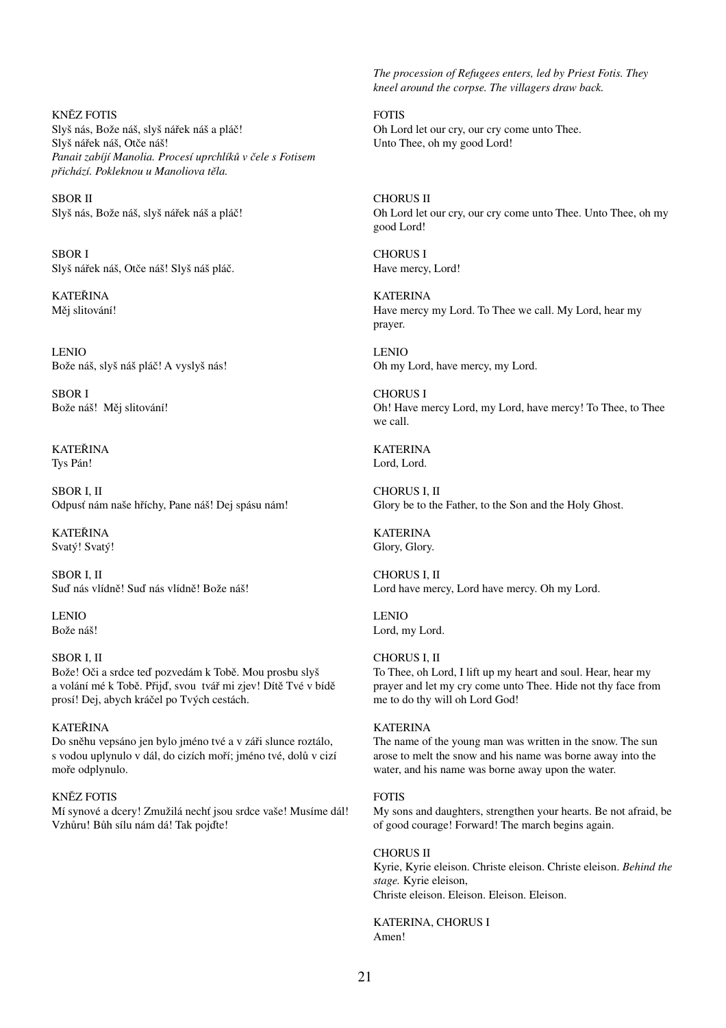KNĚZ FOTIS
Slyš nás, Bože náš, slyš nářek náš a pláč!
Slyš nářek náš, Otče náš!
*Panait zabíjí Manolia. Procesí uprchlíků v čele s Fotisem přichází. Pokleknou u Manoliova těla.*

SBOR II
Slyš nás, Bože náš, slyš nářek náš a pláč!

SBOR I
Slyš nářek náš, Otče náš! Slyš náš pláč.

KATEŘINA
Měj slitování!

LENIO
Bože náš, slyš náš pláč! A vyslyš nás!

SBOR I
Bože náš! Měj slitování!

KATEŘINA
Tys Pán!

SBOR I, II
Odpusť nám naše hříchy, Pane náš! Dej spásu nám!

KATEŘINA
Svatý! Svatý!

SBOR I, II
Suď nás vlídně! Suď nás vlídně! Bože náš!

LENIO
Bože náš!

SBOR I, II
Bože! Oči a srdce teď pozvedám k Tobě. Mou prosbu slyš a volání mé k Tobě. Přijď, svou tvář mi zjev! Dítě Tvé v bídě prosí! Dej, abych kráčel po Tvých cestách.

KATEŘINA
Do sněhu vepsáno jen bylo jméno tvé a v záři slunce roztálo, s vodou uplynulo v dál, do cizích moří; jméno tvé, dolů v cizí moře odplynulo.

KNĚZ FOTIS
Mí synové a dcery! Zmužilá nechť jsou srdce vaše! Musíme dál! Vzhůru! Bůh sílu nám dá! Tak pojďte!

*The procession of Refugees enters, led by Priest Fotis. They kneel around the corpse. The villagers draw back.*

FOTIS
Oh Lord let our cry, our cry come unto Thee.
Unto Thee, oh my good Lord!

CHORUS II
Oh Lord let our cry, our cry come unto Thee. Unto Thee, oh my good Lord!

CHORUS I
Have mercy, Lord!

KATERINA
Have mercy my Lord. To Thee we call. My Lord, hear my prayer.

LENIO
Oh my Lord, have mercy, my Lord.

CHORUS I
Oh! Have mercy Lord, my Lord, have mercy! To Thee, to Thee we call.

KATERINA
Lord, Lord.

CHORUS I, II
Glory be to the Father, to the Son and the Holy Ghost.

KATERINA
Glory, Glory.

CHORUS I, II
Lord have mercy, Lord have mercy. Oh my Lord.

LENIO
Lord, my Lord.

CHORUS I, II
To Thee, oh Lord, I lift up my heart and soul. Hear, hear my prayer and let my cry come unto Thee. Hide not thy face from me to do thy will oh Lord God!

KATERINA
The name of the young man was written in the snow. The sun arose to melt the snow and his name was borne away into the water, and his name was borne away upon the water.

FOTIS
My sons and daughters, strengthen your hearts. Be not afraid, be of good courage! Forward! The march begins again.

CHORUS II
Kyrie, Kyrie eleison. Christe eleison. Christe eleison. *Behind the stage.* Kyrie eleison,
Christe eleison. Eleison. Eleison. Eleison.

KATERINA, CHORUS I
Amen!